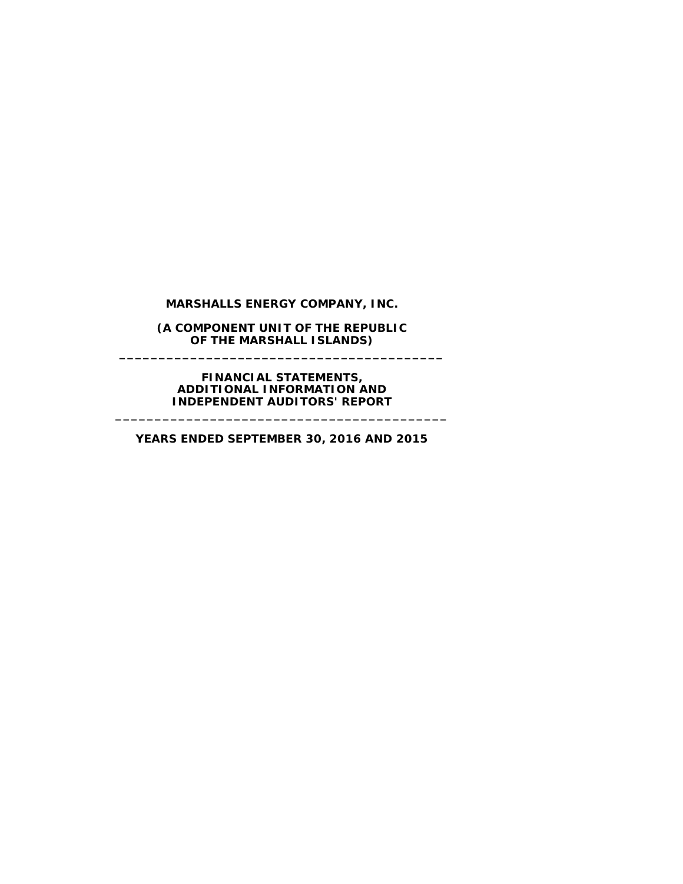# MARSHALLS ENERGY COMPANY, INC.

**(A COMPONENT UNIT OF THE REPUBLIC OF THE MARSHALL ISLANDS)**

---

**FINANCIAL STATEMENTS, ADDITIONAL INFORMATION AND INDEPENDENT AUDITORS' REPORT**

---

**YEARS ENDED SEPTEMBER 30, 2016 AND 2015**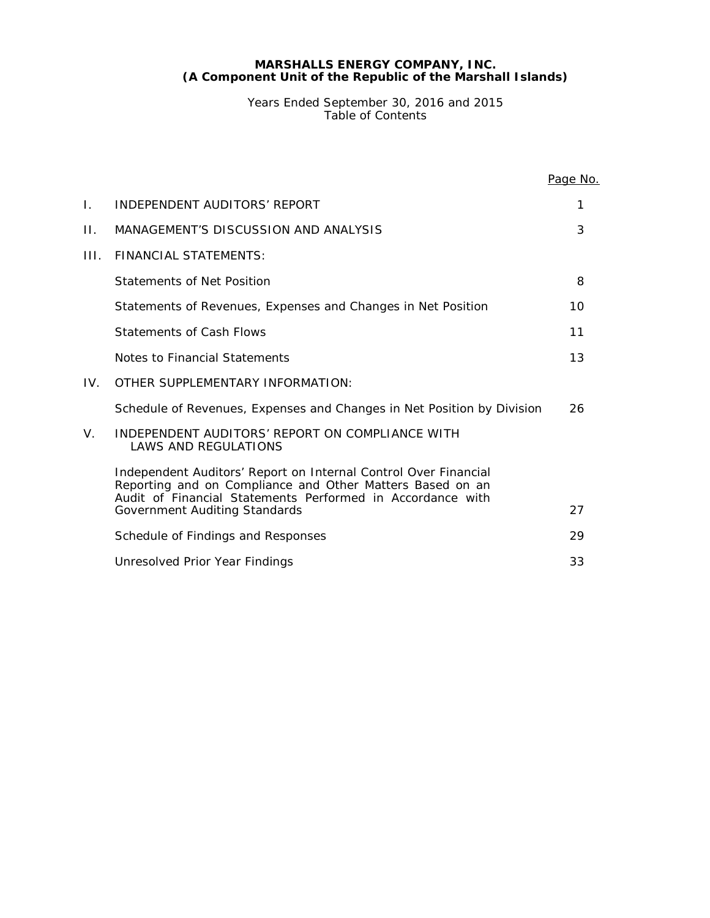**MARSHALLS ENERGY COMPANY, INC.**
**(A Component Unit of the Republic of the Marshall Islands)**

Years Ended September 30, 2016 and 2015
Table of Contents

| | | Page No. |
|---|---|---|
| I. | INDEPENDENT AUDITORS' REPORT | 1 |
| II. | MANAGEMENT'S DISCUSSION AND ANALYSIS | 3 |
| III. | FINANCIAL STATEMENTS: | |
| | Statements of Net Position | 8 |
| | Statements of Revenues, Expenses and Changes in Net Position | 10 |
| | Statements of Cash Flows | 11 |
| | Notes to Financial Statements | 13 |
| IV. | OTHER SUPPLEMENTARY INFORMATION: | |
| | Schedule of Revenues, Expenses and Changes in Net Position by Division | 26 |
| V. | INDEPENDENT AUDITORS' REPORT ON COMPLIANCE WITH LAWS AND REGULATIONS | |
| | Independent Auditors' Report on Internal Control Over Financial Reporting and on Compliance and Other Matters Based on an Audit of Financial Statements Performed in Accordance with Government Auditing Standards | 27 |
| | Schedule of Findings and Responses | 29 |
| | Unresolved Prior Year Findings | 33 |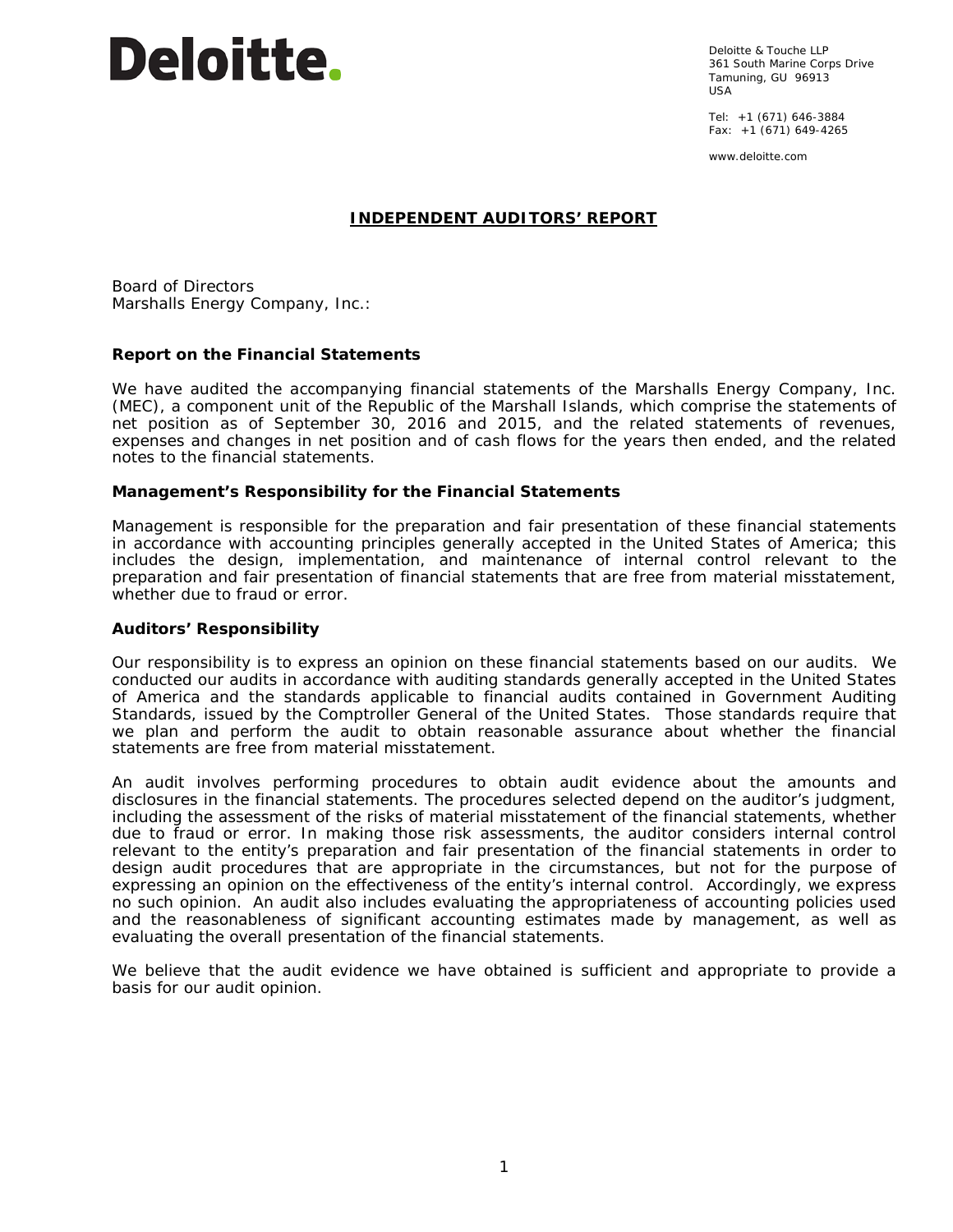Deloitte & Touche LLP
361 South Marine Corps Drive
Tamuning, GU 96913
USA

Tel: +1 (671) 646-3884
Fax: +1 (671) 649-4265

www.deloitte.com

## INDEPENDENT AUDITORS' REPORT

Board of Directors
Marshalls Energy Company, Inc.:

### Report on the Financial Statements

We have audited the accompanying financial statements of the Marshalls Energy Company, Inc. (MEC), a component unit of the Republic of the Marshall Islands, which comprise the statements of net position as of September 30, 2016 and 2015, and the related statements of revenues, expenses and changes in net position and of cash flows for the years then ended, and the related notes to the financial statements.

### Management's Responsibility for the Financial Statements

Management is responsible for the preparation and fair presentation of these financial statements in accordance with accounting principles generally accepted in the United States of America; this includes the design, implementation, and maintenance of internal control relevant to the preparation and fair presentation of financial statements that are free from material misstatement, whether due to fraud or error.

### Auditors' Responsibility

Our responsibility is to express an opinion on these financial statements based on our audits. We conducted our audits in accordance with auditing standards generally accepted in the United States of America and the standards applicable to financial audits contained in *Government Auditing Standards*, issued by the Comptroller General of the United States. Those standards require that we plan and perform the audit to obtain reasonable assurance about whether the financial statements are free from material misstatement.

An audit involves performing procedures to obtain audit evidence about the amounts and disclosures in the financial statements. The procedures selected depend on the auditor's judgment, including the assessment of the risks of material misstatement of the financial statements, whether due to fraud or error. In making those risk assessments, the auditor considers internal control relevant to the entity's preparation and fair presentation of the financial statements in order to design audit procedures that are appropriate in the circumstances, but not for the purpose of expressing an opinion on the effectiveness of the entity's internal control. Accordingly, we express no such opinion. An audit also includes evaluating the appropriateness of accounting policies used and the reasonableness of significant accounting estimates made by management, as well as evaluating the overall presentation of the financial statements.

We believe that the audit evidence we have obtained is sufficient and appropriate to provide a basis for our audit opinion.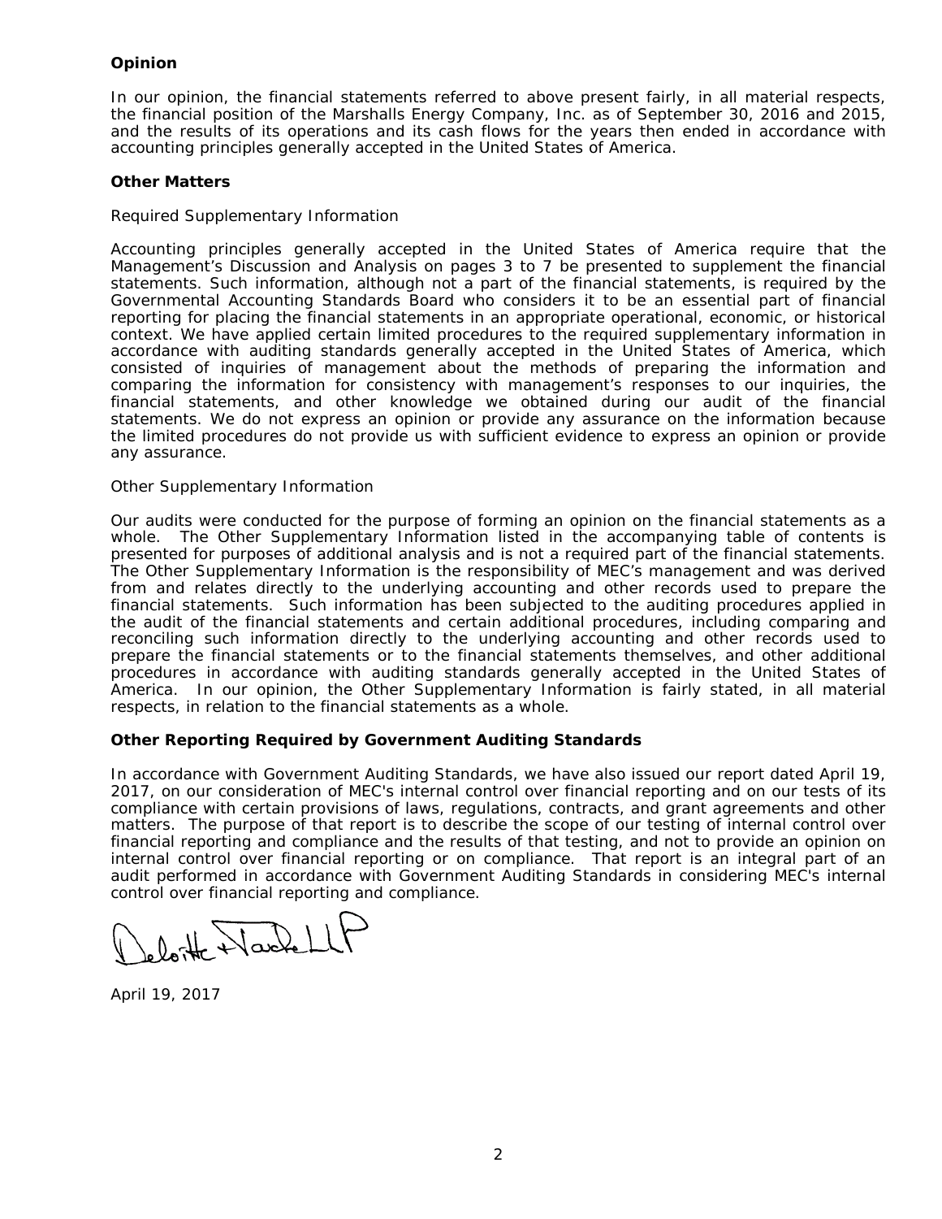**Opinion**

In our opinion, the financial statements referred to above present fairly, in all material respects, the financial position of the Marshalls Energy Company, Inc. as of September 30, 2016 and 2015, and the results of its operations and its cash flows for the years then ended in accordance with accounting principles generally accepted in the United States of America.

**Other Matters**

Required Supplementary Information

Accounting principles generally accepted in the United States of America require that the Management's Discussion and Analysis on pages 3 to 7 be presented to supplement the financial statements. Such information, although not a part of the financial statements, is required by the Governmental Accounting Standards Board who considers it to be an essential part of financial reporting for placing the financial statements in an appropriate operational, economic, or historical context. We have applied certain limited procedures to the required supplementary information in accordance with auditing standards generally accepted in the United States of America, which consisted of inquiries of management about the methods of preparing the information and comparing the information for consistency with management's responses to our inquiries, the financial statements, and other knowledge we obtained during our audit of the financial statements. We do not express an opinion or provide any assurance on the information because the limited procedures do not provide us with sufficient evidence to express an opinion or provide any assurance.

Other Supplementary Information

Our audits were conducted for the purpose of forming an opinion on the financial statements as a whole. The Other Supplementary Information listed in the accompanying table of contents is presented for purposes of additional analysis and is not a required part of the financial statements. The Other Supplementary Information is the responsibility of MEC's management and was derived from and relates directly to the underlying accounting and other records used to prepare the financial statements. Such information has been subjected to the auditing procedures applied in the audit of the financial statements and certain additional procedures, including comparing and reconciling such information directly to the underlying accounting and other records used to prepare the financial statements or to the financial statements themselves, and other additional procedures in accordance with auditing standards generally accepted in the United States of America. In our opinion, the Other Supplementary Information is fairly stated, in all material respects, in relation to the financial statements as a whole.

**Other Reporting Required by Government Auditing Standards**

In accordance with Government Auditing Standards, we have also issued our report dated April 19, 2017, on our consideration of MEC's internal control over financial reporting and on our tests of its compliance with certain provisions of laws, regulations, contracts, and grant agreements and other matters. The purpose of that report is to describe the scope of our testing of internal control over financial reporting and compliance and the results of that testing, and not to provide an opinion on internal control over financial reporting or on compliance. That report is an integral part of an audit performed in accordance with Government Auditing Standards in considering MEC's internal control over financial reporting and compliance.

Deloitte & Touche LLP

April 19, 2017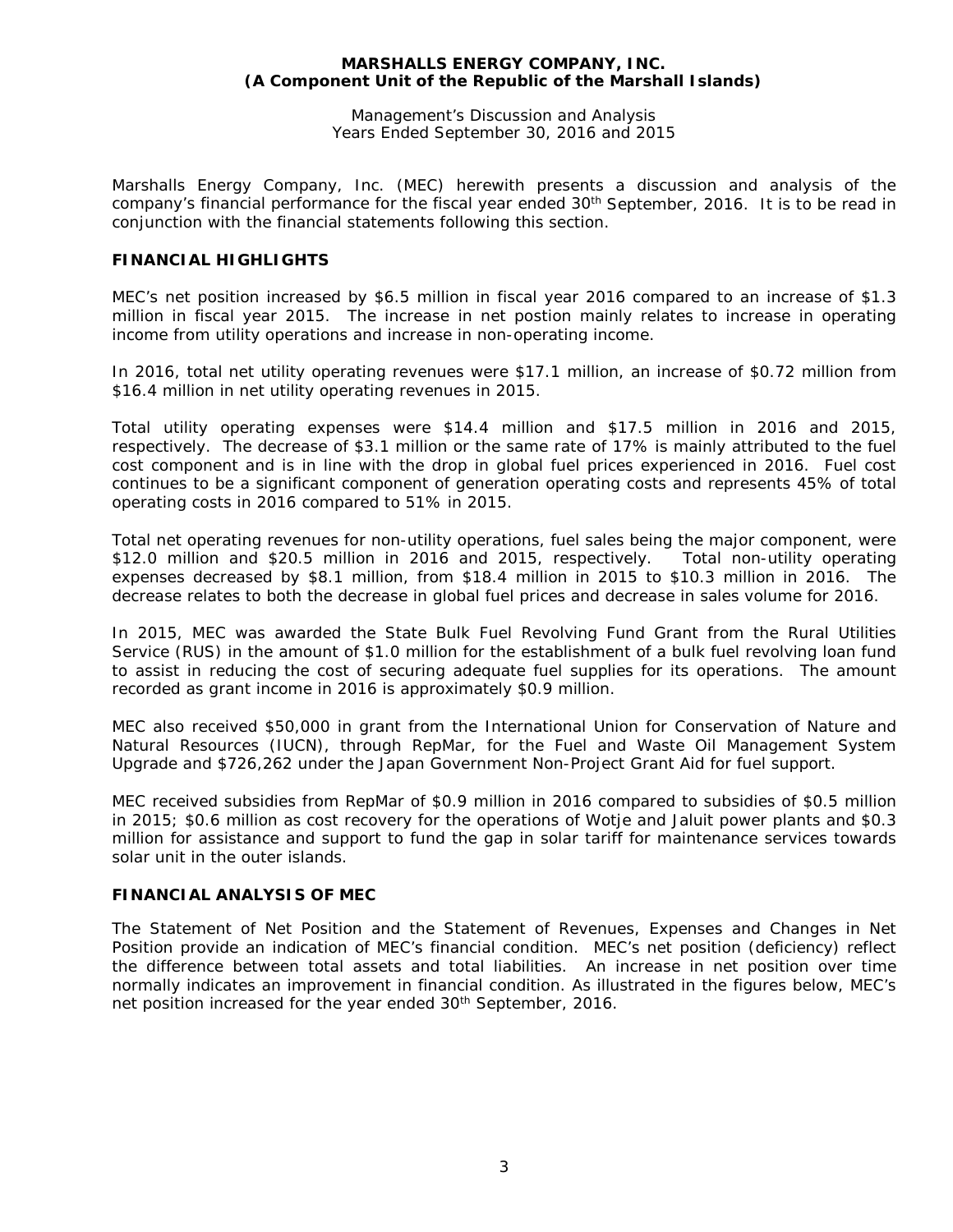**MARSHALLS ENERGY COMPANY, INC.**
**(A Component Unit of the Republic of the Marshall Islands)**

Management's Discussion and Analysis
Years Ended September 30, 2016 and 2015

Marshalls Energy Company, Inc. (MEC) herewith presents a discussion and analysis of the company's financial performance for the fiscal year ended 30th September, 2016. It is to be read in conjunction with the financial statements following this section.

## FINANCIAL HIGHLIGHTS

MEC's net position increased by $6.5 million in fiscal year 2016 compared to an increase of $1.3 million in fiscal year 2015. The increase in net postion mainly relates to increase in operating income from utility operations and increase in non-operating income.

In 2016, total net utility operating revenues were $17.1 million, an increase of $0.72 million from $16.4 million in net utility operating revenues in 2015.

Total utility operating expenses were $14.4 million and $17.5 million in 2016 and 2015, respectively. The decrease of $3.1 million or the same rate of 17% is mainly attributed to the fuel cost component and is in line with the drop in global fuel prices experienced in 2016. Fuel cost continues to be a significant component of generation operating costs and represents 45% of total operating costs in 2016 compared to 51% in 2015.

Total net operating revenues for non-utility operations, fuel sales being the major component, were $12.0 million and $20.5 million in 2016 and 2015, respectively. Total non-utility operating expenses decreased by $8.1 million, from $18.4 million in 2015 to $10.3 million in 2016. The decrease relates to both the decrease in global fuel prices and decrease in sales volume for 2016.

In 2015, MEC was awarded the State Bulk Fuel Revolving Fund Grant from the Rural Utilities Service (RUS) in the amount of $1.0 million for the establishment of a bulk fuel revolving loan fund to assist in reducing the cost of securing adequate fuel supplies for its operations. The amount recorded as grant income in 2016 is approximately $0.9 million.

MEC also received $50,000 in grant from the International Union for Conservation of Nature and Natural Resources (IUCN), through RepMar, for the Fuel and Waste Oil Management System Upgrade and $726,262 under the Japan Government Non-Project Grant Aid for fuel support.

MEC received subsidies from RepMar of $0.9 million in 2016 compared to subsidies of $0.5 million in 2015; $0.6 million as cost recovery for the operations of Wotje and Jaluit power plants and $0.3 million for assistance and support to fund the gap in solar tariff for maintenance services towards solar unit in the outer islands.

## FINANCIAL ANALYSIS OF MEC

The Statement of Net Position and the Statement of Revenues, Expenses and Changes in Net Position provide an indication of MEC's financial condition. MEC's net position (deficiency) reflect the difference between total assets and total liabilities. An increase in net position over time normally indicates an improvement in financial condition. As illustrated in the figures below, MEC's net position increased for the year ended 30th September, 2016.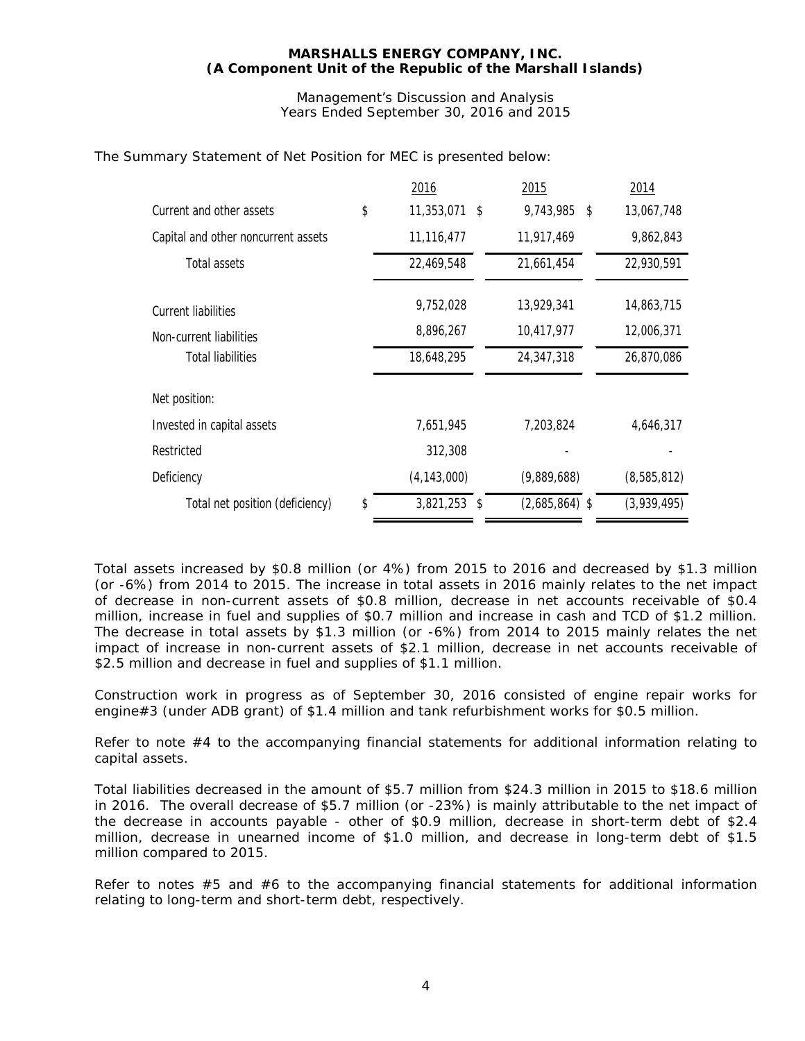**MARSHALLS ENERGY COMPANY, INC.**
**(A Component Unit of the Republic of the Marshall Islands)**

Management's Discussion and Analysis
Years Ended September 30, 2016 and 2015

The Summary Statement of Net Position for MEC is presented below:

| | 2016 | 2015 | 2014 |
|---|---|---|---|
| Current and other assets | $ 11,353,071 | $ 9,743,985 | $ 13,067,748 |
| Capital and other noncurrent assets | 11,116,477 | 11,917,469 | 9,862,843 |
| Total assets | 22,469,548 | 21,661,454 | 22,930,591 |
| Current liabilities | 9,752,028 | 13,929,341 | 14,863,715 |
| Non-current liabilities | 8,896,267 | 10,417,977 | 12,006,371 |
| Total liabilities | 18,648,295 | 24,347,318 | 26,870,086 |
| Net position: | | | |
| Invested in capital assets | 7,651,945 | 7,203,824 | 4,646,317 |
| Restricted | 312,308 | - | - |
| Deficiency | (4,143,000) | (9,889,688) | (8,585,812) |
| Total net position (deficiency) | $ 3,821,253 | $ (2,685,864) | $ (3,939,495) |

Total assets increased by $0.8 million (or 4%) from 2015 to 2016 and decreased by $1.3 million (or -6%) from 2014 to 2015. The increase in total assets in 2016 mainly relates to the net impact of decrease in non-current assets of $0.8 million, decrease in net accounts receivable of $0.4 million, increase in fuel and supplies of $0.7 million and increase in cash and TCD of $1.2 million. The decrease in total assets by $1.3 million (or -6%) from 2014 to 2015 mainly relates the net impact of increase in non-current assets of $2.1 million, decrease in net accounts receivable of $2.5 million and decrease in fuel and supplies of $1.1 million.

Construction work in progress as of September 30, 2016 consisted of engine repair works for engine#3 (under ADB grant) of $1.4 million and tank refurbishment works for $0.5 million.

Refer to note #4 to the accompanying financial statements for additional information relating to capital assets.

Total liabilities decreased in the amount of $5.7 million from $24.3 million in 2015 to $18.6 million in 2016. The overall decrease of $5.7 million (or -23%) is mainly attributable to the net impact of the decrease in accounts payable - other of $0.9 million, decrease in short-term debt of $2.4 million, decrease in unearned income of $1.0 million, and decrease in long-term debt of $1.5 million compared to 2015.

Refer to notes #5 and #6 to the accompanying financial statements for additional information relating to long-term and short-term debt, respectively.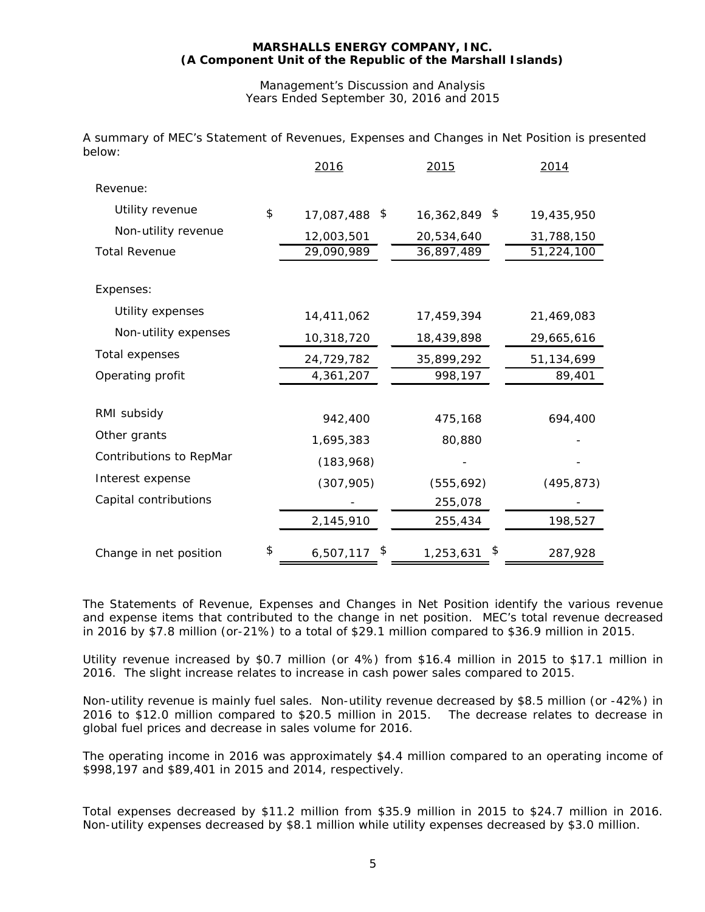**MARSHALLS ENERGY COMPANY, INC.**
**(A Component Unit of the Republic of the Marshall Islands)**

Management's Discussion and Analysis
Years Ended September 30, 2016 and 2015

A summary of MEC's Statement of Revenues, Expenses and Changes in Net Position is presented below:

| | 2016 | 2015 | 2014 |
|---|---|---|---|
| Revenue: | | | |
| Utility revenue | $ 17,087,488 | $ 16,362,849 | $ 19,435,950 |
| Non-utility revenue | 12,003,501 | 20,534,640 | 31,788,150 |
| Total Revenue | 29,090,989 | 36,897,489 | 51,224,100 |
| Expenses: | | | |
| Utility expenses | 14,411,062 | 17,459,394 | 21,469,083 |
| Non-utility expenses | 10,318,720 | 18,439,898 | 29,665,616 |
| Total expenses | 24,729,782 | 35,899,292 | 51,134,699 |
| Operating profit | 4,361,207 | 998,197 | 89,401 |
| RMI subsidy | 942,400 | 475,168 | 694,400 |
| Other grants | 1,695,383 | 80,880 | - |
| Contributions to RepMar | (183,968) | - | - |
| Interest expense | (307,905) | (555,692) | (495,873) |
| Capital contributions | - | 255,078 | - |
| | 2,145,910 | 255,434 | 198,527 |
| Change in net position | $ 6,507,117 | $ 1,253,631 | $ 287,928 |

The Statements of Revenue, Expenses and Changes in Net Position identify the various revenue and expense items that contributed to the change in net position. MEC's total revenue decreased in 2016 by $7.8 million (or-21%) to a total of $29.1 million compared to $36.9 million in 2015.

Utility revenue increased by $0.7 million (or 4%) from $16.4 million in 2015 to $17.1 million in 2016. The slight increase relates to increase in cash power sales compared to 2015.

Non-utility revenue is mainly fuel sales. Non-utility revenue decreased by $8.5 million (or -42%) in 2016 to $12.0 million compared to $20.5 million in 2015. The decrease relates to decrease in global fuel prices and decrease in sales volume for 2016.

The operating income in 2016 was approximately $4.4 million compared to an operating income of $998,197 and $89,401 in 2015 and 2014, respectively.

Total expenses decreased by $11.2 million from $35.9 million in 2015 to $24.7 million in 2016. Non-utility expenses decreased by $8.1 million while utility expenses decreased by $3.0 million.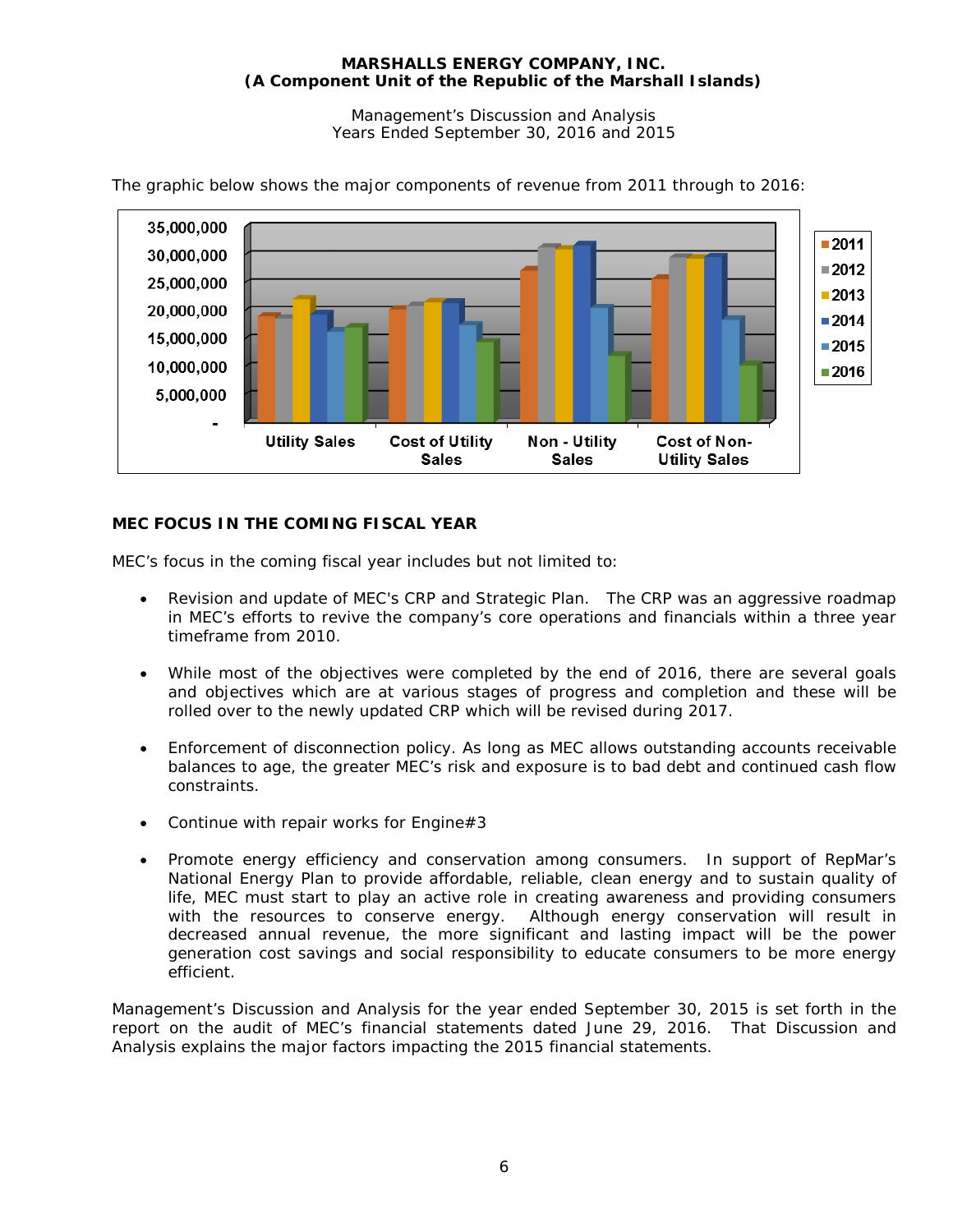The graphic below shows the major components of revenue from 2011 through to 2016:

## MEC FOCUS IN THE COMING FISCAL YEAR

MEC's focus in the coming fiscal year includes but not limited to:

- Revision and update of MEC's CRP and Strategic Plan. The CRP was an aggressive roadmap in MEC's efforts to revive the company's core operations and financials within a three year timeframe from 2010.
- While most of the objectives were completed by the end of 2016, there are several goals and objectives which are at various stages of progress and completion and these will be rolled over to the newly updated CRP which will be revised during 2017.
- Enforcement of disconnection policy. As long as MEC allows outstanding accounts receivable balances to age, the greater MEC's risk and exposure is to bad debt and continued cash flow constraints.
- Continue with repair works for Engine#3
- Promote energy efficiency and conservation among consumers. In support of RepMar's National Energy Plan to provide affordable, reliable, clean energy and to sustain quality of life, MEC must start to play an active role in creating awareness and providing consumers with the resources to conserve energy. Although energy conservation will result in decreased annual revenue, the more significant and lasting impact will be the power generation cost savings and social responsibility to educate consumers to be more energy efficient.

Management's Discussion and Analysis for the year ended September 30, 2015 is set forth in the report on the audit of MEC's financial statements dated June 29, 2016. That Discussion and Analysis explains the major factors impacting the 2015 financial statements.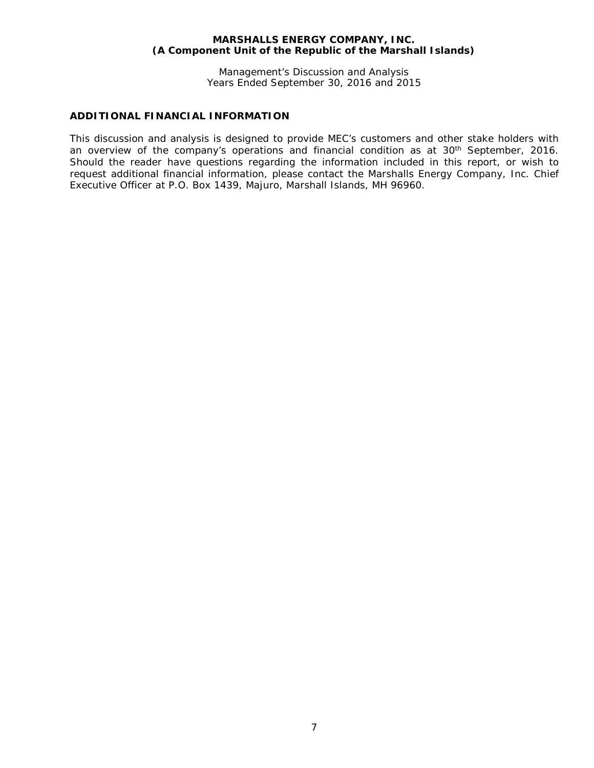## ADDITIONAL FINANCIAL INFORMATION

This discussion and analysis is designed to provide MEC's customers and other stake holders with an overview of the company's operations and financial condition as at 30th September, 2016. Should the reader have questions regarding the information included in this report, or wish to request additional financial information, please contact the Marshalls Energy Company, Inc. Chief Executive Officer at P.O. Box 1439, Majuro, Marshall Islands, MH 96960.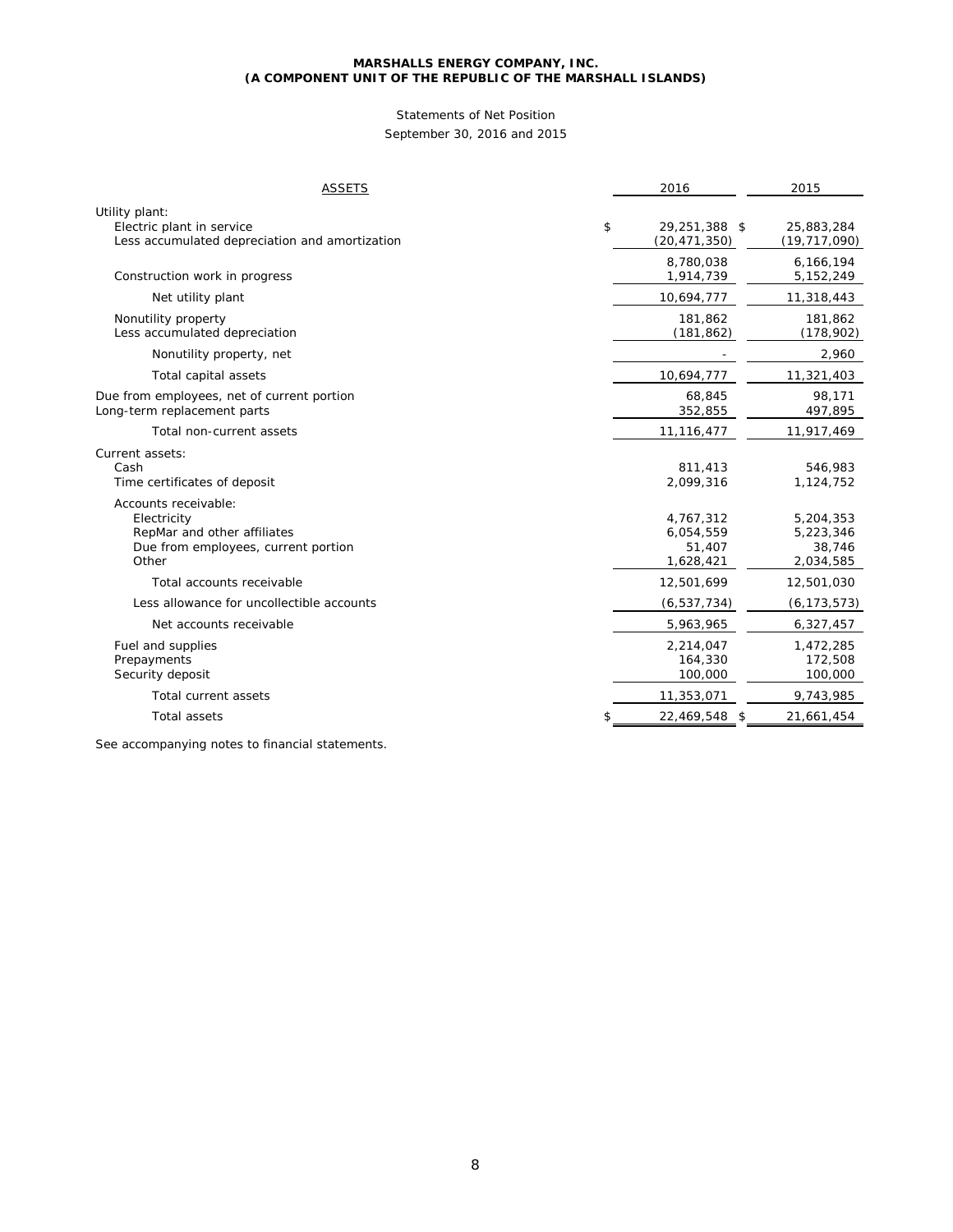**MARSHALLS ENERGY COMPANY, INC.**
**(A COMPONENT UNIT OF THE REPUBLIC OF THE MARSHALL ISLANDS)**

Statements of Net Position

September 30, 2016 and 2015

| ASSETS | 2016 | 2015 |
|---|---|---|
| Utility plant: | | |
| Electric plant in service | $ 29,251,388 | $ 25,883,284 |
| Less accumulated depreciation and amortization | (20,471,350) | (19,717,090) |
| | 8,780,038 | 6,166,194 |
| Construction work in progress | 1,914,739 | 5,152,249 |
| Net utility plant | 10,694,777 | 11,318,443 |
| Nonutility property | 181,862 | 181,862 |
| Less accumulated depreciation | (181,862) | (178,902) |
| Nonutility property, net | - | 2,960 |
| Total capital assets | 10,694,777 | 11,321,403 |
| Due from employees, net of current portion | 68,845 | 98,171 |
| Long-term replacement parts | 352,855 | 497,895 |
| Total non-current assets | 11,116,477 | 11,917,469 |
| Current assets: | | |
| Cash | 811,413 | 546,983 |
| Time certificates of deposit | 2,099,316 | 1,124,752 |
| Accounts receivable: | | |
| Electricity | 4,767,312 | 5,204,353 |
| RepMar and other affiliates | 6,054,559 | 5,223,346 |
| Due from employees, current portion | 51,407 | 38,746 |
| Other | 1,628,421 | 2,034,585 |
| Total accounts receivable | 12,501,699 | 12,501,030 |
| Less allowance for uncollectible accounts | (6,537,734) | (6,173,573) |
| Net accounts receivable | 5,963,965 | 6,327,457 |
| Fuel and supplies | 2,214,047 | 1,472,285 |
| Prepayments | 164,330 | 172,508 |
| Security deposit | 100,000 | 100,000 |
| Total current assets | 11,353,071 | 9,743,985 |
| Total assets | $ 22,469,548 | $ 21,661,454 |

See accompanying notes to financial statements.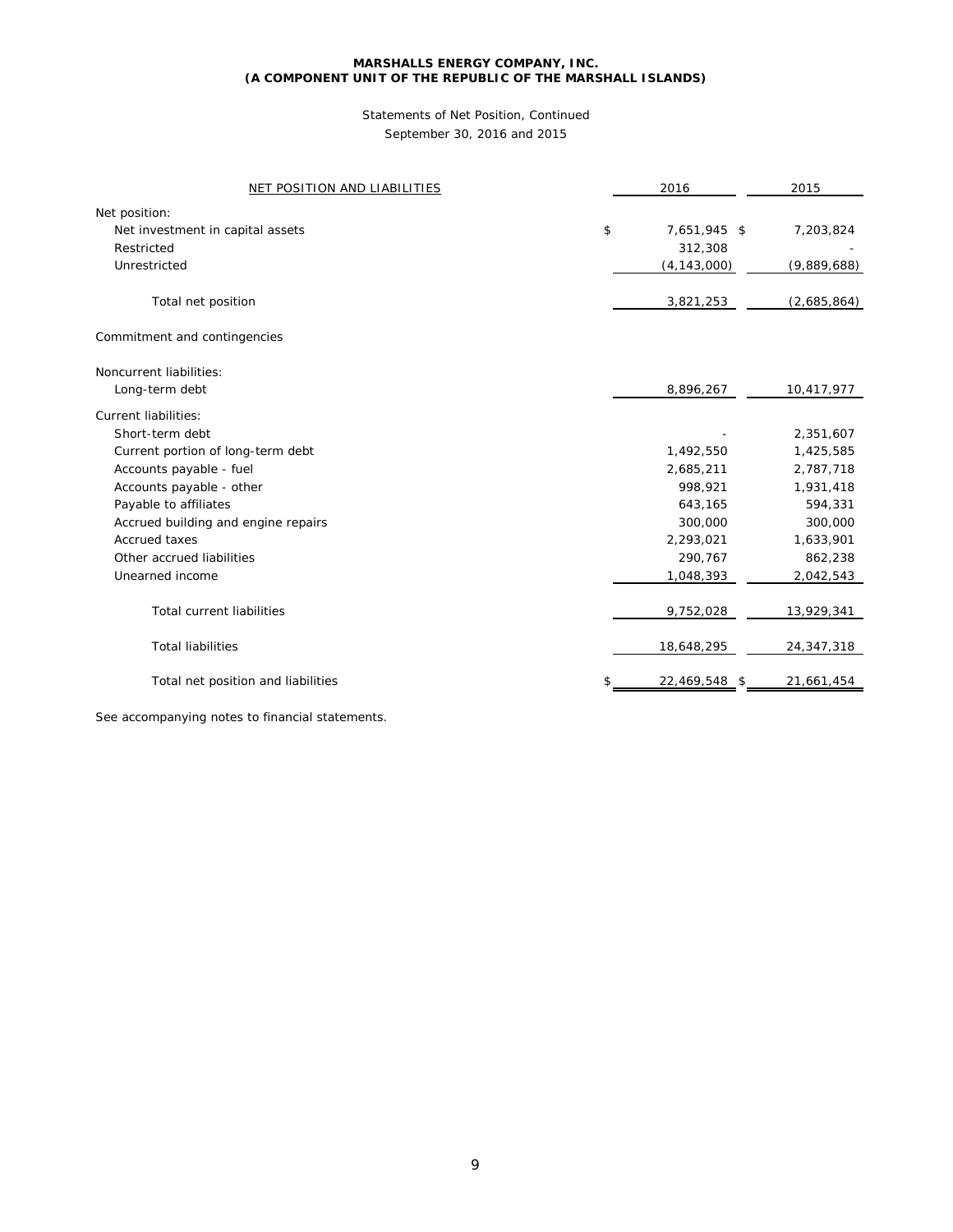**MARSHALLS ENERGY COMPANY, INC.**
**(A COMPONENT UNIT OF THE REPUBLIC OF THE MARSHALL ISLANDS)**

Statements of Net Position, Continued
September 30, 2016 and 2015

| NET POSITION AND LIABILITIES | 2016 | 2015 |
|---|---|---|
| Net position: | | |
| Net investment in capital assets | $ 7,651,945 | $ 7,203,824 |
| Restricted | 312,308 | - |
| Unrestricted | (4,143,000) | (9,889,688) |
| Total net position | 3,821,253 | (2,685,864) |
| Commitment and contingencies | | |
| Noncurrent liabilities: | | |
| Long-term debt | 8,896,267 | 10,417,977 |
| Current liabilities: | | |
| Short-term debt | - | 2,351,607 |
| Current portion of long-term debt | 1,492,550 | 1,425,585 |
| Accounts payable - fuel | 2,685,211 | 2,787,718 |
| Accounts payable - other | 998,921 | 1,931,418 |
| Payable to affiliates | 643,165 | 594,331 |
| Accrued building and engine repairs | 300,000 | 300,000 |
| Accrued taxes | 2,293,021 | 1,633,901 |
| Other accrued liabilities | 290,767 | 862,238 |
| Unearned income | 1,048,393 | 2,042,543 |
| Total current liabilities | 9,752,028 | 13,929,341 |
| Total liabilities | 18,648,295 | 24,347,318 |
| Total net position and liabilities | $ 22,469,548 | $ 21,661,454 |

See accompanying notes to financial statements.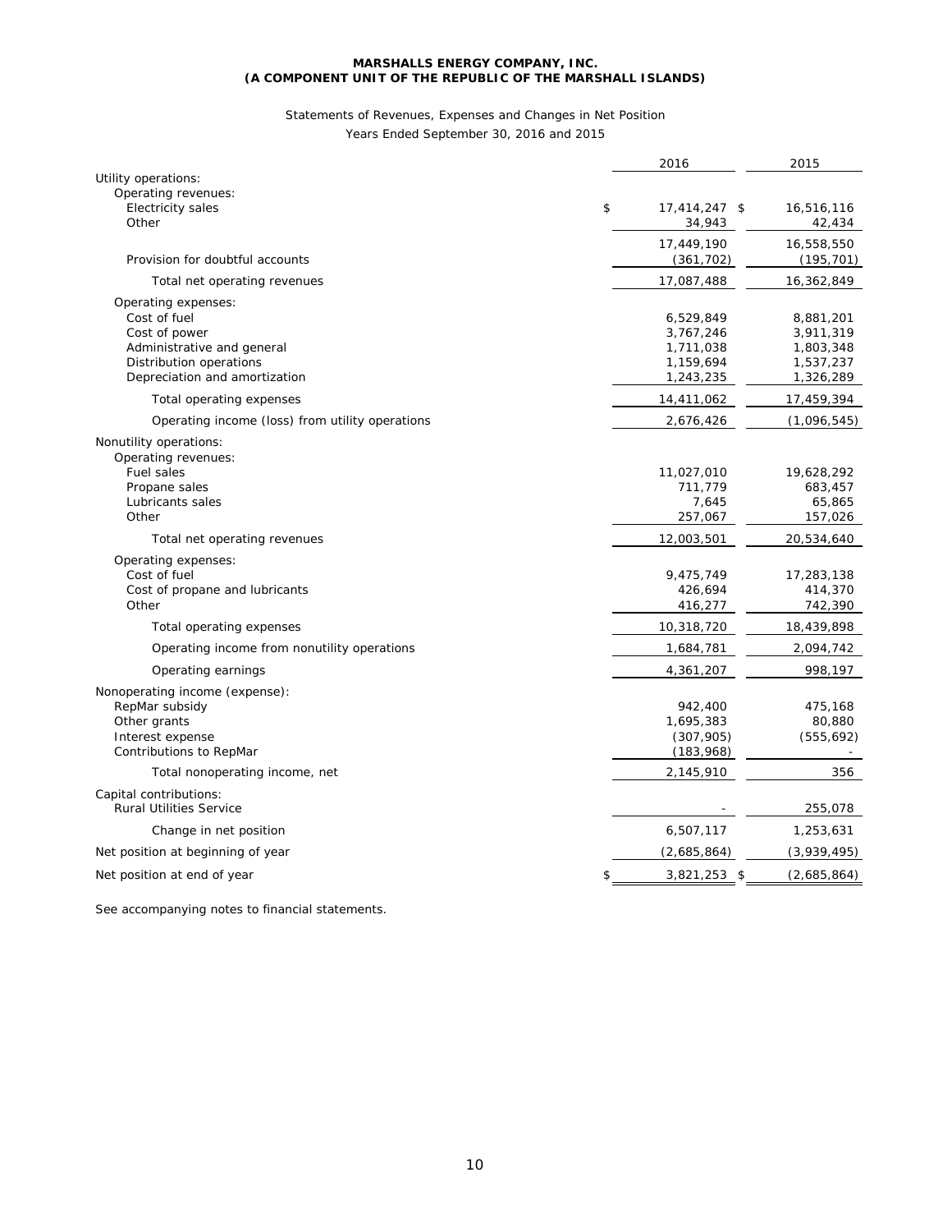**MARSHALLS ENERGY COMPANY, INC.**
**(A COMPONENT UNIT OF THE REPUBLIC OF THE MARSHALL ISLANDS)**

Statements of Revenues, Expenses and Changes in Net Position

Years Ended September 30, 2016 and 2015

| | 2016 | 2015 |
|---|---|---|
| Utility operations: | | |
| Operating revenues: | | |
| Electricity sales | $ 17,414,247 | $ 16,516,116 |
| Other | 34,943 | 42,434 |
| | 17,449,190 | 16,558,550 |
| Provision for doubtful accounts | (361,702) | (195,701) |
| Total net operating revenues | 17,087,488 | 16,362,849 |
| Operating expenses: | | |
| Cost of fuel | 6,529,849 | 8,881,201 |
| Cost of power | 3,767,246 | 3,911,319 |
| Administrative and general | 1,711,038 | 1,803,348 |
| Distribution operations | 1,159,694 | 1,537,237 |
| Depreciation and amortization | 1,243,235 | 1,326,289 |
| Total operating expenses | 14,411,062 | 17,459,394 |
| Operating income (loss) from utility operations | 2,676,426 | (1,096,545) |
| Nonutility operations: | | |
| Operating revenues: | | |
| Fuel sales | 11,027,010 | 19,628,292 |
| Propane sales | 711,779 | 683,457 |
| Lubricants sales | 7,645 | 65,865 |
| Other | 257,067 | 157,026 |
| Total net operating revenues | 12,003,501 | 20,534,640 |
| Operating expenses: | | |
| Cost of fuel | 9,475,749 | 17,283,138 |
| Cost of propane and lubricants | 426,694 | 414,370 |
| Other | 416,277 | 742,390 |
| Total operating expenses | 10,318,720 | 18,439,898 |
| Operating income from nonutility operations | 1,684,781 | 2,094,742 |
| Operating earnings | 4,361,207 | 998,197 |
| Nonoperating income (expense): | | |
| RepMar subsidy | 942,400 | 475,168 |
| Other grants | 1,695,383 | 80,880 |
| Interest expense | (307,905) | (555,692) |
| Contributions to RepMar | (183,968) | - |
| Total nonoperating income, net | 2,145,910 | 356 |
| Capital contributions: | | |
| Rural Utilities Service | - | 255,078 |
| Change in net position | 6,507,117 | 1,253,631 |
| Net position at beginning of year | (2,685,864) | (3,939,495) |
| Net position at end of year | $ 3,821,253 | $ (2,685,864) |

See accompanying notes to financial statements.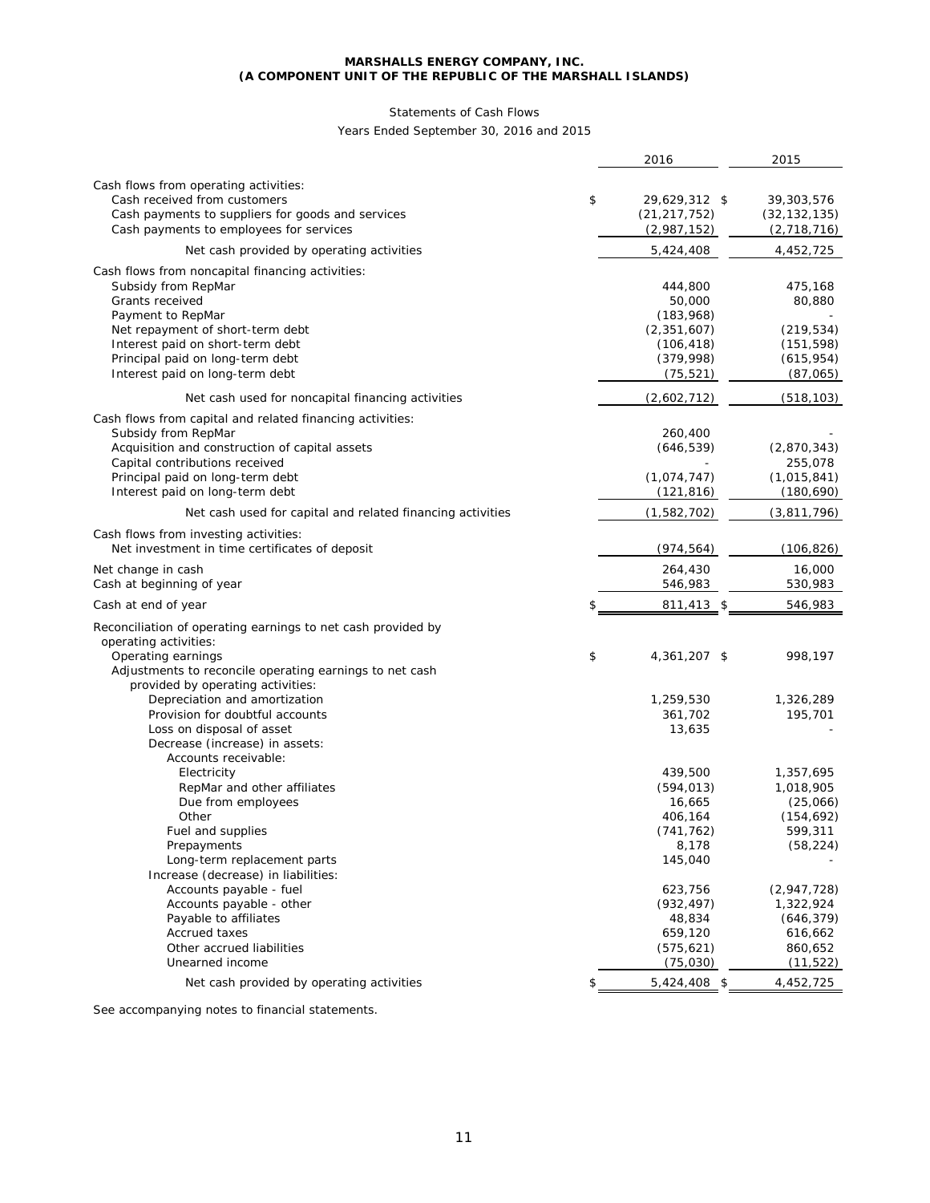**MARSHALLS ENERGY COMPANY, INC.**
**(A COMPONENT UNIT OF THE REPUBLIC OF THE MARSHALL ISLANDS)**

Statements of Cash Flows

Years Ended September 30, 2016 and 2015

| | 2016 | 2015 |
|---|---|---|
| Cash flows from operating activities: | | |
| Cash received from customers | $ 29,629,312 | $ 39,303,576 |
| Cash payments to suppliers for goods and services | (21,217,752) | (32,132,135) |
| Cash payments to employees for services | (2,987,152) | (2,718,716) |
| Net cash provided by operating activities | 5,424,408 | 4,452,725 |
| Cash flows from noncapital financing activities: | | |
| Subsidy from RepMar | 444,800 | 475,168 |
| Grants received | 50,000 | 80,880 |
| Payment to RepMar | (183,968) | - |
| Net repayment of short-term debt | (2,351,607) | (219,534) |
| Interest paid on short-term debt | (106,418) | (151,598) |
| Principal paid on long-term debt | (379,998) | (615,954) |
| Interest paid on long-term debt | (75,521) | (87,065) |
| Net cash used for noncapital financing activities | (2,602,712) | (518,103) |
| Cash flows from capital and related financing activities: | | |
| Subsidy from RepMar | 260,400 | - |
| Acquisition and construction of capital assets | (646,539) | (2,870,343) |
| Capital contributions received | - | 255,078 |
| Principal paid on long-term debt | (1,074,747) | (1,015,841) |
| Interest paid on long-term debt | (121,816) | (180,690) |
| Net cash used for capital and related financing activities | (1,582,702) | (3,811,796) |
| Cash flows from investing activities: | | |
| Net investment in time certificates of deposit | (974,564) | (106,826) |
| Net change in cash | 264,430 | 16,000 |
| Cash at beginning of year | 546,983 | 530,983 |
| Cash at end of year | $ 811,413 | $ 546,983 |
| Reconciliation of operating earnings to net cash provided by operating activities: | | |
| Operating earnings | $ 4,361,207 | $ 998,197 |
| Adjustments to reconcile operating earnings to net cash provided by operating activities: | | |
| Depreciation and amortization | 1,259,530 | 1,326,289 |
| Provision for doubtful accounts | 361,702 | 195,701 |
| Loss on disposal of asset | 13,635 | - |
| Decrease (increase) in assets: | | |
| Accounts receivable: | | |
| Electricity | 439,500 | 1,357,695 |
| RepMar and other affiliates | (594,013) | 1,018,905 |
| Due from employees | 16,665 | (25,066) |
| Other | 406,164 | (154,692) |
| Fuel and supplies | (741,762) | 599,311 |
| Prepayments | 8,178 | (58,224) |
| Long-term replacement parts | 145,040 | - |
| Increase (decrease) in liabilities: | | |
| Accounts payable - fuel | 623,756 | (2,947,728) |
| Accounts payable - other | (932,497) | 1,322,924 |
| Payable to affiliates | 48,834 | (646,379) |
| Accrued taxes | 659,120 | 616,662 |
| Other accrued liabilities | (575,621) | 860,652 |
| Unearned income | (75,030) | (11,522) |
| Net cash provided by operating activities | $ 5,424,408 | $ 4,452,725 |

See accompanying notes to financial statements.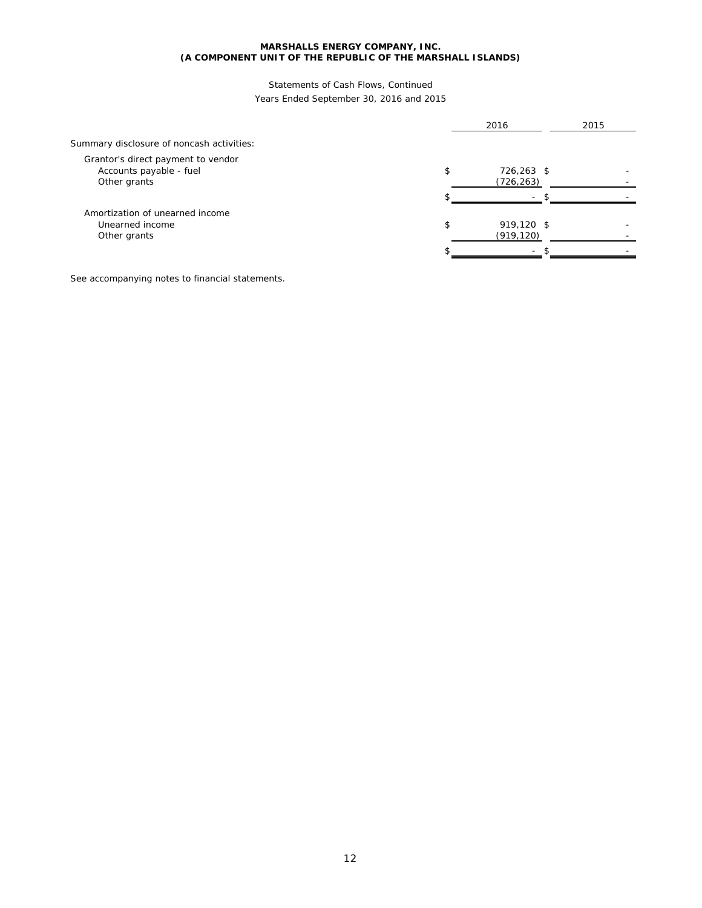**MARSHALLS ENERGY COMPANY, INC.**
**(A COMPONENT UNIT OF THE REPUBLIC OF THE MARSHALL ISLANDS)**

Statements of Cash Flows, Continued
Years Ended September 30, 2016 and 2015

| | 2016 | 2015 |
|---|---|---|
| Summary disclosure of noncash activities: | | |
| Grantor's direct payment to vendor | | |
| Accounts payable - fuel | $ 726,263 | $ - |
| Other grants | (726,263) | - |
| | $ - | $ - |
| Amortization of unearned income | | |
| Unearned income | $ 919,120 | $ - |
| Other grants | (919,120) | - |
| | $ - | $ - |

See accompanying notes to financial statements.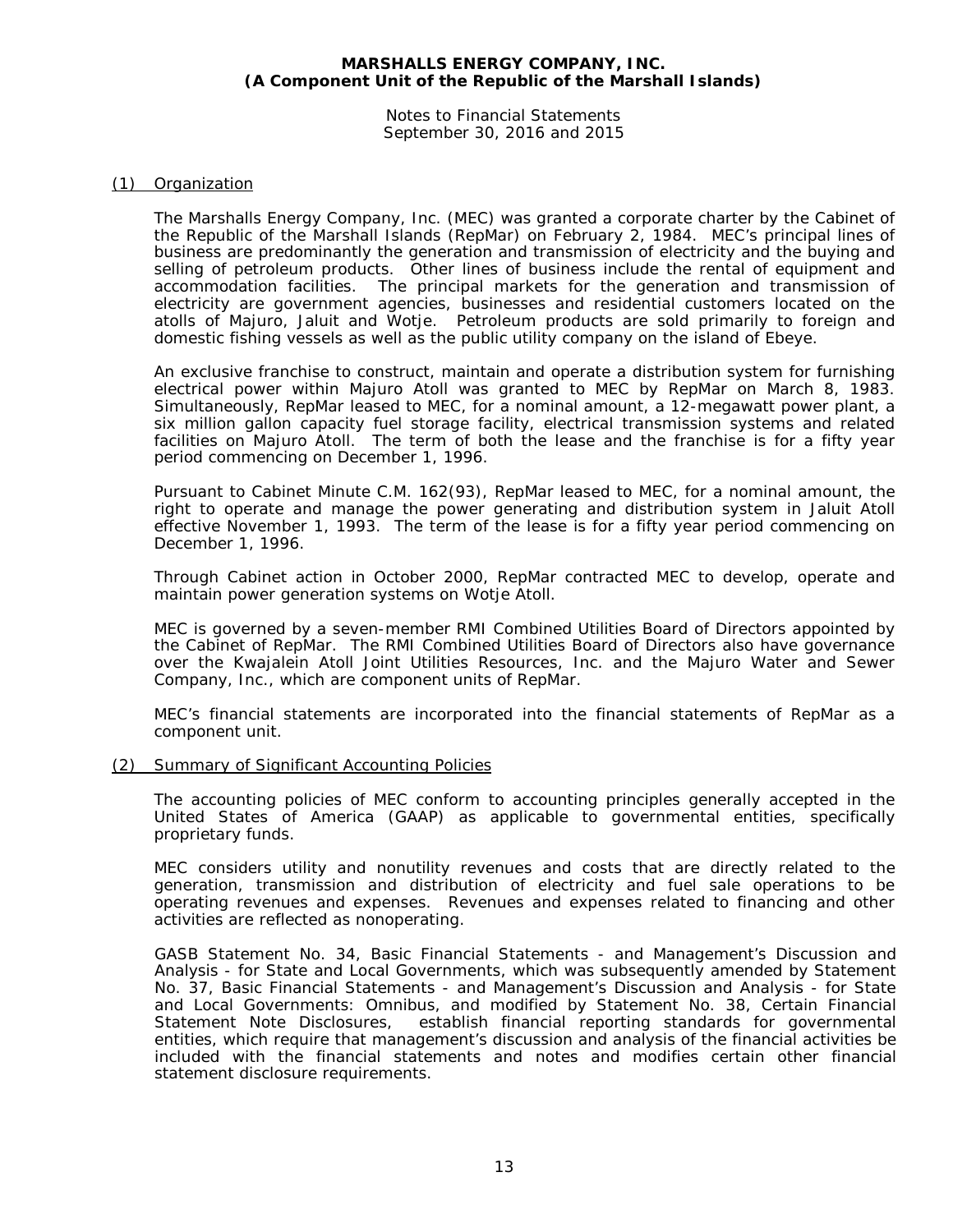**MARSHALLS ENERGY COMPANY, INC.**
**(A Component Unit of the Republic of the Marshall Islands)**

Notes to Financial Statements
September 30, 2016 and 2015

## (1) Organization

The Marshalls Energy Company, Inc. (MEC) was granted a corporate charter by the Cabinet of the Republic of the Marshall Islands (RepMar) on February 2, 1984. MEC's principal lines of business are predominantly the generation and transmission of electricity and the buying and selling of petroleum products. Other lines of business include the rental of equipment and accommodation facilities. The principal markets for the generation and transmission of electricity are government agencies, businesses and residential customers located on the atolls of Majuro, Jaluit and Wotje. Petroleum products are sold primarily to foreign and domestic fishing vessels as well as the public utility company on the island of Ebeye.

An exclusive franchise to construct, maintain and operate a distribution system for furnishing electrical power within Majuro Atoll was granted to MEC by RepMar on March 8, 1983. Simultaneously, RepMar leased to MEC, for a nominal amount, a 12-megawatt power plant, a six million gallon capacity fuel storage facility, electrical transmission systems and related facilities on Majuro Atoll. The term of both the lease and the franchise is for a fifty year period commencing on December 1, 1996.

Pursuant to Cabinet Minute C.M. 162(93), RepMar leased to MEC, for a nominal amount, the right to operate and manage the power generating and distribution system in Jaluit Atoll effective November 1, 1993. The term of the lease is for a fifty year period commencing on December 1, 1996.

Through Cabinet action in October 2000, RepMar contracted MEC to develop, operate and maintain power generation systems on Wotje Atoll.

MEC is governed by a seven-member RMI Combined Utilities Board of Directors appointed by the Cabinet of RepMar. The RMI Combined Utilities Board of Directors also have governance over the Kwajalein Atoll Joint Utilities Resources, Inc. and the Majuro Water and Sewer Company, Inc., which are component units of RepMar.

MEC's financial statements are incorporated into the financial statements of RepMar as a component unit.

## (2) Summary of Significant Accounting Policies

The accounting policies of MEC conform to accounting principles generally accepted in the United States of America (GAAP) as applicable to governmental entities, specifically proprietary funds.

MEC considers utility and nonutility revenues and costs that are directly related to the generation, transmission and distribution of electricity and fuel sale operations to be operating revenues and expenses. Revenues and expenses related to financing and other activities are reflected as nonoperating.

GASB Statement No. 34, Basic Financial Statements - and Management's Discussion and Analysis - for State and Local Governments, which was subsequently amended by Statement No. 37, Basic Financial Statements - and Management's Discussion and Analysis - for State and Local Governments: Omnibus, and modified by Statement No. 38, Certain Financial Statement Note Disclosures, establish financial reporting standards for governmental entities, which require that management's discussion and analysis of the financial activities be included with the financial statements and notes and modifies certain other financial statement disclosure requirements.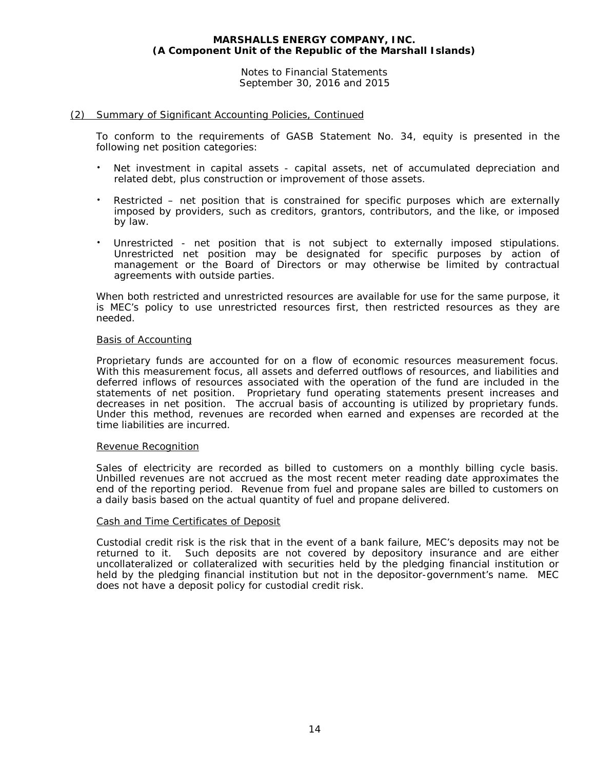## (2) Summary of Significant Accounting Policies, Continued

To conform to the requirements of GASB Statement No. 34, equity is presented in the following net position categories:

- Net investment in capital assets - capital assets, net of accumulated depreciation and related debt, plus construction or improvement of those assets.
- Restricted – net position that is constrained for specific purposes which are externally imposed by providers, such as creditors, grantors, contributors, and the like, or imposed by law.
- Unrestricted - net position that is not subject to externally imposed stipulations. Unrestricted net position may be designated for specific purposes by action of management or the Board of Directors or may otherwise be limited by contractual agreements with outside parties.

When both restricted and unrestricted resources are available for use for the same purpose, it is MEC's policy to use unrestricted resources first, then restricted resources as they are needed.

### Basis of Accounting

Proprietary funds are accounted for on a flow of economic resources measurement focus. With this measurement focus, all assets and deferred outflows of resources, and liabilities and deferred inflows of resources associated with the operation of the fund are included in the statements of net position. Proprietary fund operating statements present increases and decreases in net position. The accrual basis of accounting is utilized by proprietary funds. Under this method, revenues are recorded when earned and expenses are recorded at the time liabilities are incurred.

### Revenue Recognition

Sales of electricity are recorded as billed to customers on a monthly billing cycle basis. Unbilled revenues are not accrued as the most recent meter reading date approximates the end of the reporting period. Revenue from fuel and propane sales are billed to customers on a daily basis based on the actual quantity of fuel and propane delivered.

### Cash and Time Certificates of Deposit

Custodial credit risk is the risk that in the event of a bank failure, MEC's deposits may not be returned to it. Such deposits are not covered by depository insurance and are either uncollateralized or collateralized with securities held by the pledging financial institution or held by the pledging financial institution but not in the depositor-government's name. MEC does not have a deposit policy for custodial credit risk.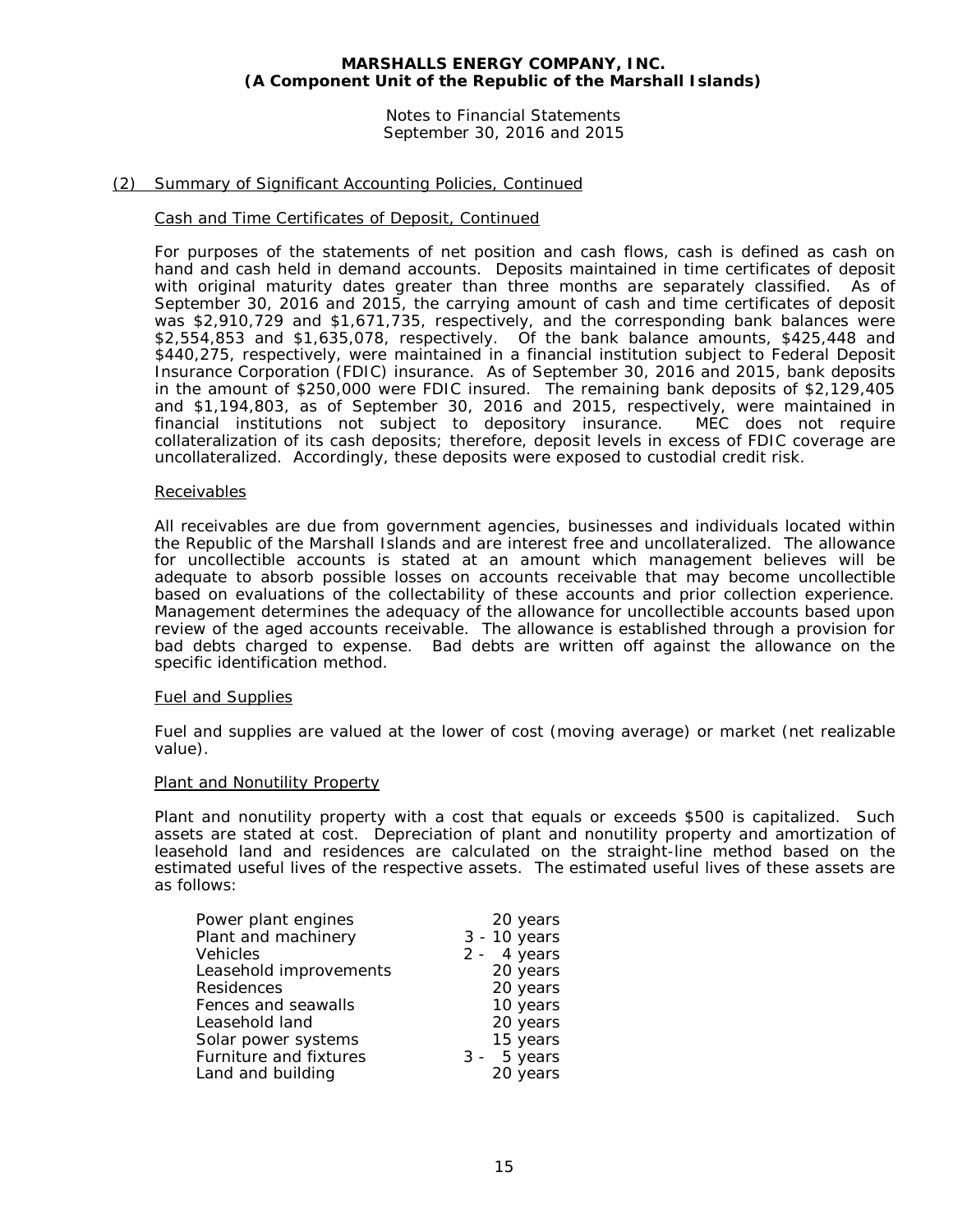## (2) Summary of Significant Accounting Policies, Continued

### Cash and Time Certificates of Deposit, Continued

For purposes of the statements of net position and cash flows, cash is defined as cash on hand and cash held in demand accounts. Deposits maintained in time certificates of deposit with original maturity dates greater than three months are separately classified. As of September 30, 2016 and 2015, the carrying amount of cash and time certificates of deposit was $2,910,729 and $1,671,735, respectively, and the corresponding bank balances were $2,554,853 and $1,635,078, respectively. Of the bank balance amounts, $425,448 and $440,275, respectively, were maintained in a financial institution subject to Federal Deposit Insurance Corporation (FDIC) insurance. As of September 30, 2016 and 2015, bank deposits in the amount of $250,000 were FDIC insured. The remaining bank deposits of $2,129,405 and $1,194,803, as of September 30, 2016 and 2015, respectively, were maintained in financial institutions not subject to depository insurance. MEC does not require collateralization of its cash deposits; therefore, deposit levels in excess of FDIC coverage are uncollateralized. Accordingly, these deposits were exposed to custodial credit risk.

### Receivables

All receivables are due from government agencies, businesses and individuals located within the Republic of the Marshall Islands and are interest free and uncollateralized. The allowance for uncollectible accounts is stated at an amount which management believes will be adequate to absorb possible losses on accounts receivable that may become uncollectible based on evaluations of the collectability of these accounts and prior collection experience. Management determines the adequacy of the allowance for uncollectible accounts based upon review of the aged accounts receivable. The allowance is established through a provision for bad debts charged to expense. Bad debts are written off against the allowance on the specific identification method.

### Fuel and Supplies

Fuel and supplies are valued at the lower of cost (moving average) or market (net realizable value).

### Plant and Nonutility Property

Plant and nonutility property with a cost that equals or exceeds $500 is capitalized. Such assets are stated at cost. Depreciation of plant and nonutility property and amortization of leasehold land and residences are calculated on the straight-line method based on the estimated useful lives of the respective assets. The estimated useful lives of these assets are as follows:

| | |
|---|---|
| Power plant engines | 20 years |
| Plant and machinery | 3 - 10 years |
| Vehicles | 2 - 4 years |
| Leasehold improvements | 20 years |
| Residences | 20 years |
| Fences and seawalls | 10 years |
| Leasehold land | 20 years |
| Solar power systems | 15 years |
| Furniture and fixtures | 3 - 5 years |
| Land and building | 20 years |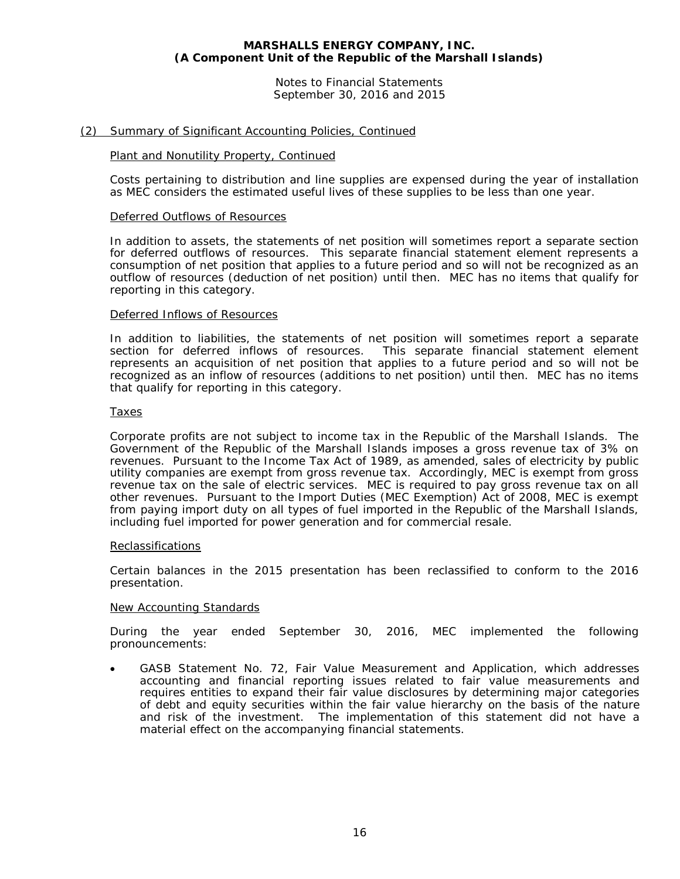## (2) Summary of Significant Accounting Policies, Continued

### Plant and Nonutility Property, Continued

Costs pertaining to distribution and line supplies are expensed during the year of installation as MEC considers the estimated useful lives of these supplies to be less than one year.

### Deferred Outflows of Resources

In addition to assets, the statements of net position will sometimes report a separate section for deferred outflows of resources. This separate financial statement element represents a consumption of net position that applies to a future period and so will not be recognized as an outflow of resources (deduction of net position) until then. MEC has no items that qualify for reporting in this category.

### Deferred Inflows of Resources

In addition to liabilities, the statements of net position will sometimes report a separate section for deferred inflows of resources. This separate financial statement element represents an acquisition of net position that applies to a future period and so will not be recognized as an inflow of resources (additions to net position) until then. MEC has no items that qualify for reporting in this category.

### Taxes

Corporate profits are not subject to income tax in the Republic of the Marshall Islands. The Government of the Republic of the Marshall Islands imposes a gross revenue tax of 3% on revenues. Pursuant to the Income Tax Act of 1989, as amended, sales of electricity by public utility companies are exempt from gross revenue tax. Accordingly, MEC is exempt from gross revenue tax on the sale of electric services. MEC is required to pay gross revenue tax on all other revenues. Pursuant to the Import Duties (MEC Exemption) Act of 2008, MEC is exempt from paying import duty on all types of fuel imported in the Republic of the Marshall Islands, including fuel imported for power generation and for commercial resale.

### Reclassifications

Certain balances in the 2015 presentation has been reclassified to conform to the 2016 presentation.

### New Accounting Standards

During the year ended September 30, 2016, MEC implemented the following pronouncements:

- GASB Statement No. 72, Fair Value Measurement and Application, which addresses accounting and financial reporting issues related to fair value measurements and requires entities to expand their fair value disclosures by determining major categories of debt and equity securities within the fair value hierarchy on the basis of the nature and risk of the investment. The implementation of this statement did not have a material effect on the accompanying financial statements.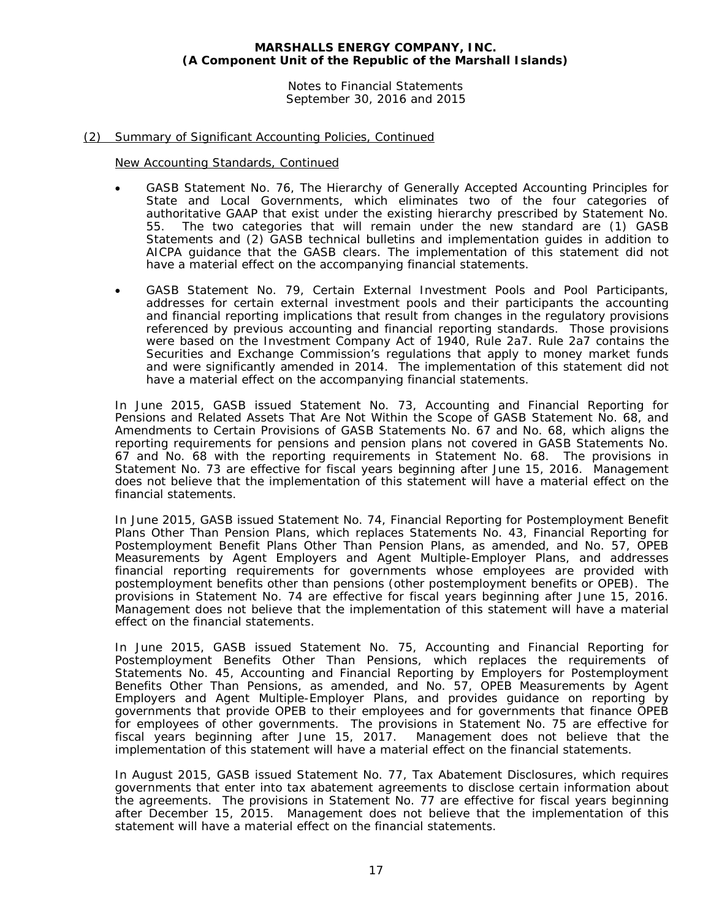## (2) Summary of Significant Accounting Policies, Continued

### New Accounting Standards, Continued

- GASB Statement No. 76, The Hierarchy of Generally Accepted Accounting Principles for State and Local Governments, which eliminates two of the four categories of authoritative GAAP that exist under the existing hierarchy prescribed by Statement No. 55. The two categories that will remain under the new standard are (1) GASB Statements and (2) GASB technical bulletins and implementation guides in addition to AICPA guidance that the GASB clears. The implementation of this statement did not have a material effect on the accompanying financial statements.

- GASB Statement No. 79, Certain External Investment Pools and Pool Participants, addresses for certain external investment pools and their participants the accounting and financial reporting implications that result from changes in the regulatory provisions referenced by previous accounting and financial reporting standards. Those provisions were based on the Investment Company Act of 1940, Rule 2a7. Rule 2a7 contains the Securities and Exchange Commission's regulations that apply to money market funds and were significantly amended in 2014. The implementation of this statement did not have a material effect on the accompanying financial statements.

In June 2015, GASB issued Statement No. 73, Accounting and Financial Reporting for Pensions and Related Assets That Are Not Within the Scope of GASB Statement No. 68, and Amendments to Certain Provisions of GASB Statements No. 67 and No. 68, which aligns the reporting requirements for pensions and pension plans not covered in GASB Statements No. 67 and No. 68 with the reporting requirements in Statement No. 68. The provisions in Statement No. 73 are effective for fiscal years beginning after June 15, 2016. Management does not believe that the implementation of this statement will have a material effect on the financial statements.

In June 2015, GASB issued Statement No. 74, Financial Reporting for Postemployment Benefit Plans Other Than Pension Plans, which replaces Statements No. 43, Financial Reporting for Postemployment Benefit Plans Other Than Pension Plans, as amended, and No. 57, OPEB Measurements by Agent Employers and Agent Multiple-Employer Plans, and addresses financial reporting requirements for governments whose employees are provided with postemployment benefits other than pensions (other postemployment benefits or OPEB). The provisions in Statement No. 74 are effective for fiscal years beginning after June 15, 2016. Management does not believe that the implementation of this statement will have a material effect on the financial statements.

In June 2015, GASB issued Statement No. 75, Accounting and Financial Reporting for Postemployment Benefits Other Than Pensions, which replaces the requirements of Statements No. 45, Accounting and Financial Reporting by Employers for Postemployment Benefits Other Than Pensions, as amended, and No. 57, OPEB Measurements by Agent Employers and Agent Multiple-Employer Plans, and provides guidance on reporting by governments that provide OPEB to their employees and for governments that finance OPEB for employees of other governments. The provisions in Statement No. 75 are effective for fiscal years beginning after June 15, 2017. Management does not believe that the implementation of this statement will have a material effect on the financial statements.

In August 2015, GASB issued Statement No. 77, Tax Abatement Disclosures, which requires governments that enter into tax abatement agreements to disclose certain information about the agreements. The provisions in Statement No. 77 are effective for fiscal years beginning after December 15, 2015. Management does not believe that the implementation of this statement will have a material effect on the financial statements.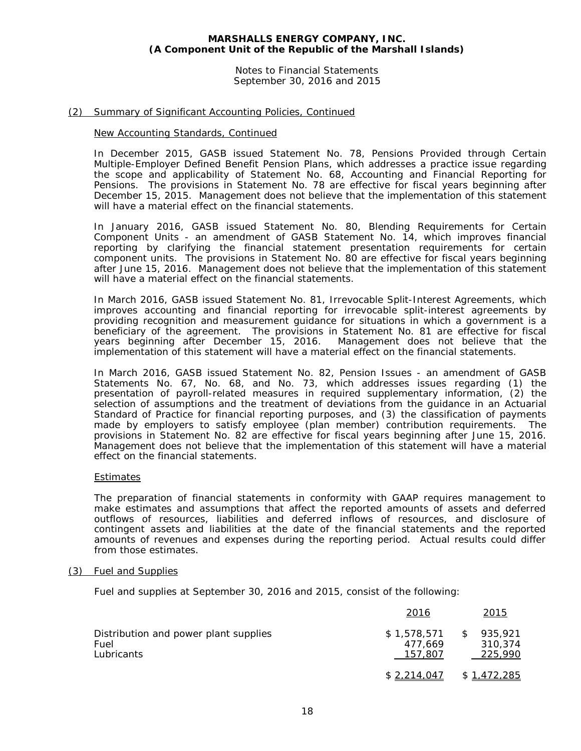## (2) Summary of Significant Accounting Policies, Continued

### New Accounting Standards, Continued

In December 2015, GASB issued Statement No. 78, Pensions Provided through Certain Multiple-Employer Defined Benefit Pension Plans, which addresses a practice issue regarding the scope and applicability of Statement No. 68, Accounting and Financial Reporting for Pensions. The provisions in Statement No. 78 are effective for fiscal years beginning after December 15, 2015. Management does not believe that the implementation of this statement will have a material effect on the financial statements.

In January 2016, GASB issued Statement No. 80, Blending Requirements for Certain Component Units - an amendment of GASB Statement No. 14, which improves financial reporting by clarifying the financial statement presentation requirements for certain component units. The provisions in Statement No. 80 are effective for fiscal years beginning after June 15, 2016. Management does not believe that the implementation of this statement will have a material effect on the financial statements.

In March 2016, GASB issued Statement No. 81, Irrevocable Split-Interest Agreements, which improves accounting and financial reporting for irrevocable split-interest agreements by providing recognition and measurement guidance for situations in which a government is a beneficiary of the agreement. The provisions in Statement No. 81 are effective for fiscal years beginning after December 15, 2016. Management does not believe that the implementation of this statement will have a material effect on the financial statements.

In March 2016, GASB issued Statement No. 82, Pension Issues - an amendment of GASB Statements No. 67, No. 68, and No. 73, which addresses issues regarding (1) the presentation of payroll-related measures in required supplementary information, (2) the selection of assumptions and the treatment of deviations from the guidance in an Actuarial Standard of Practice for financial reporting purposes, and (3) the classification of payments made by employers to satisfy employee (plan member) contribution requirements. The provisions in Statement No. 82 are effective for fiscal years beginning after June 15, 2016. Management does not believe that the implementation of this statement will have a material effect on the financial statements.

### Estimates

The preparation of financial statements in conformity with GAAP requires management to make estimates and assumptions that affect the reported amounts of assets and deferred outflows of resources, liabilities and deferred inflows of resources, and disclosure of contingent assets and liabilities at the date of the financial statements and the reported amounts of revenues and expenses during the reporting period. Actual results could differ from those estimates.

## (3) Fuel and Supplies

Fuel and supplies at September 30, 2016 and 2015, consist of the following:

| | 2016 | 2015 |
|---|---|---|
| Distribution and power plant supplies | $ 1,578,571 | $ 935,921 |
| Fuel | 477,669 | 310,374 |
| Lubricants | 157,807 | 225,990 |
| | $ 2,214,047 | $ 1,472,285 |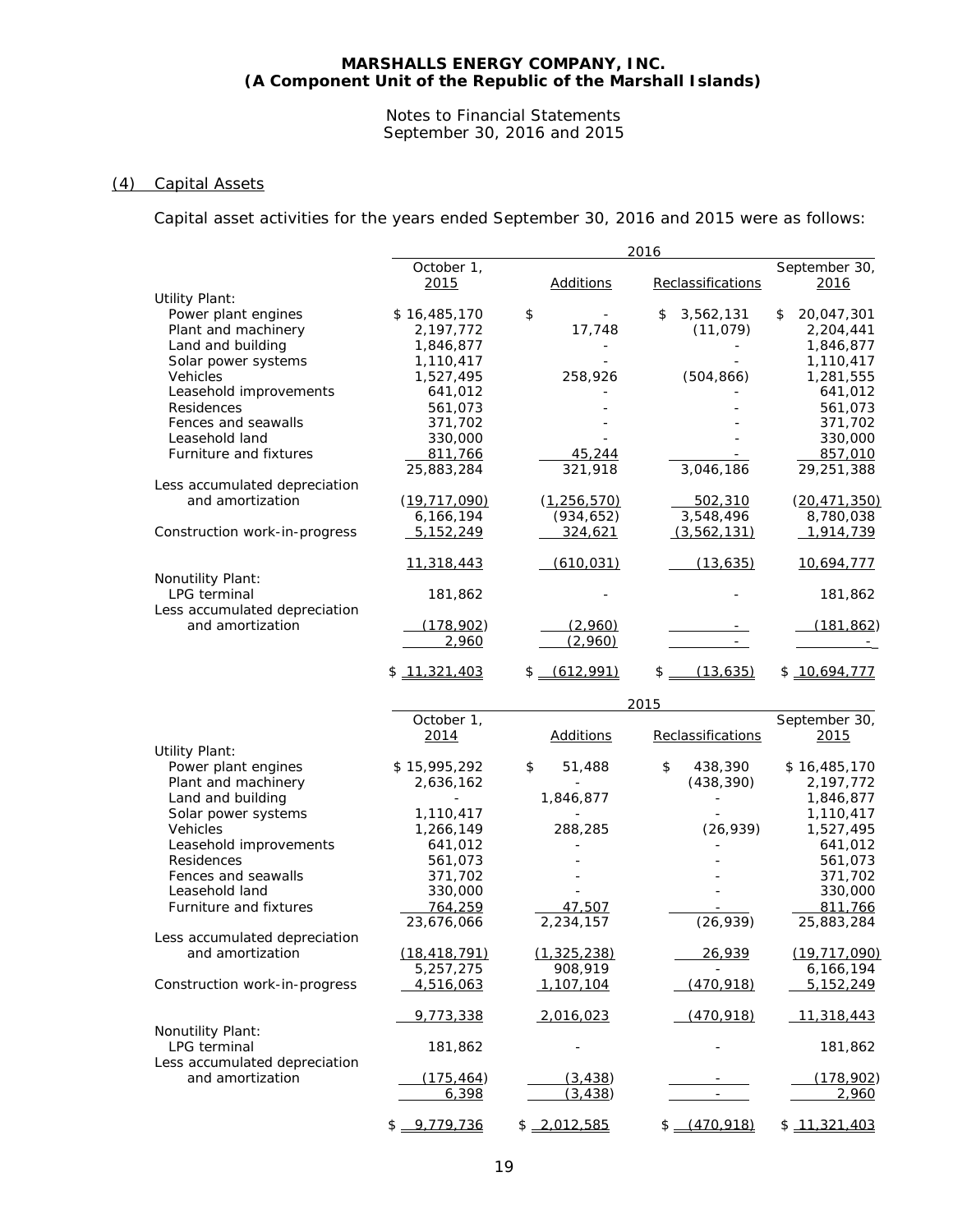**MARSHALLS ENERGY COMPANY, INC.**
**(A Component Unit of the Republic of the Marshall Islands)**

Notes to Financial Statements
September 30, 2016 and 2015

## (4) Capital Assets

Capital asset activities for the years ended September 30, 2016 and 2015 were as follows:

| | 2016 | | | |
|---|---|---|---|---|
| | October 1, 2015 | Additions | Reclassifications | September 30, 2016 |
| Utility Plant: | | | | |
| Power plant engines | $ 16,485,170 | $ - | $ 3,562,131 | $ 20,047,301 |
| Plant and machinery | 2,197,772 | 17,748 | (11,079) | 2,204,441 |
| Land and building | 1,846,877 | - | - | 1,846,877 |
| Solar power systems | 1,110,417 | - | - | 1,110,417 |
| Vehicles | 1,527,495 | 258,926 | (504,866) | 1,281,555 |
| Leasehold improvements | 641,012 | - | - | 641,012 |
| Residences | 561,073 | - | - | 561,073 |
| Fences and seawalls | 371,702 | - | - | 371,702 |
| Leasehold land | 330,000 | - | - | 330,000 |
| Furniture and fixtures | 811,766 | 45,244 | - | 857,010 |
| | 25,883,284 | 321,918 | 3,046,186 | 29,251,388 |
| Less accumulated depreciation and amortization | (19,717,090) | (1,256,570) | 502,310 | (20,471,350) |
| | 6,166,194 | (934,652) | 3,548,496 | 8,780,038 |
| Construction work-in-progress | 5,152,249 | 324,621 | (3,562,131) | 1,914,739 |
| | 11,318,443 | (610,031) | (13,635) | 10,694,777 |
| Nonutility Plant: | | | | |
| LPG terminal | 181,862 | - | - | 181,862 |
| Less accumulated depreciation and amortization | (178,902) | (2,960) | - | (181,862) |
| | 2,960 | (2,960) | - | - |
| | $ 11,321,403 | $ (612,991) | $ (13,635) | $ 10,694,777 |

| | 2015 | | | |
|---|---|---|---|---|
| | October 1, 2014 | Additions | Reclassifications | September 30, 2015 |
| Utility Plant: | | | | |
| Power plant engines | $ 15,995,292 | $ 51,488 | $ 438,390 | $ 16,485,170 |
| Plant and machinery | 2,636,162 | - | (438,390) | 2,197,772 |
| Land and building | - | 1,846,877 | - | 1,846,877 |
| Solar power systems | 1,110,417 | - | - | 1,110,417 |
| Vehicles | 1,266,149 | 288,285 | (26,939) | 1,527,495 |
| Leasehold improvements | 641,012 | - | - | 641,012 |
| Residences | 561,073 | - | - | 561,073 |
| Fences and seawalls | 371,702 | - | - | 371,702 |
| Leasehold land | 330,000 | - | - | 330,000 |
| Furniture and fixtures | 764,259 | 47,507 | - | 811,766 |
| | 23,676,066 | 2,234,157 | (26,939) | 25,883,284 |
| Less accumulated depreciation and amortization | (18,418,791) | (1,325,238) | 26,939 | (19,717,090) |
| | 5,257,275 | 908,919 | - | 6,166,194 |
| Construction work-in-progress | 4,516,063 | 1,107,104 | (470,918) | 5,152,249 |
| | 9,773,338 | 2,016,023 | (470,918) | 11,318,443 |
| Nonutility Plant: | | | | |
| LPG terminal | 181,862 | - | - | 181,862 |
| Less accumulated depreciation and amortization | (175,464) | (3,438) | - | (178,902) |
| | 6,398 | (3,438) | - | 2,960 |
| | $ 9,779,736 | $ 2,012,585 | $ (470,918) | $ 11,321,403 |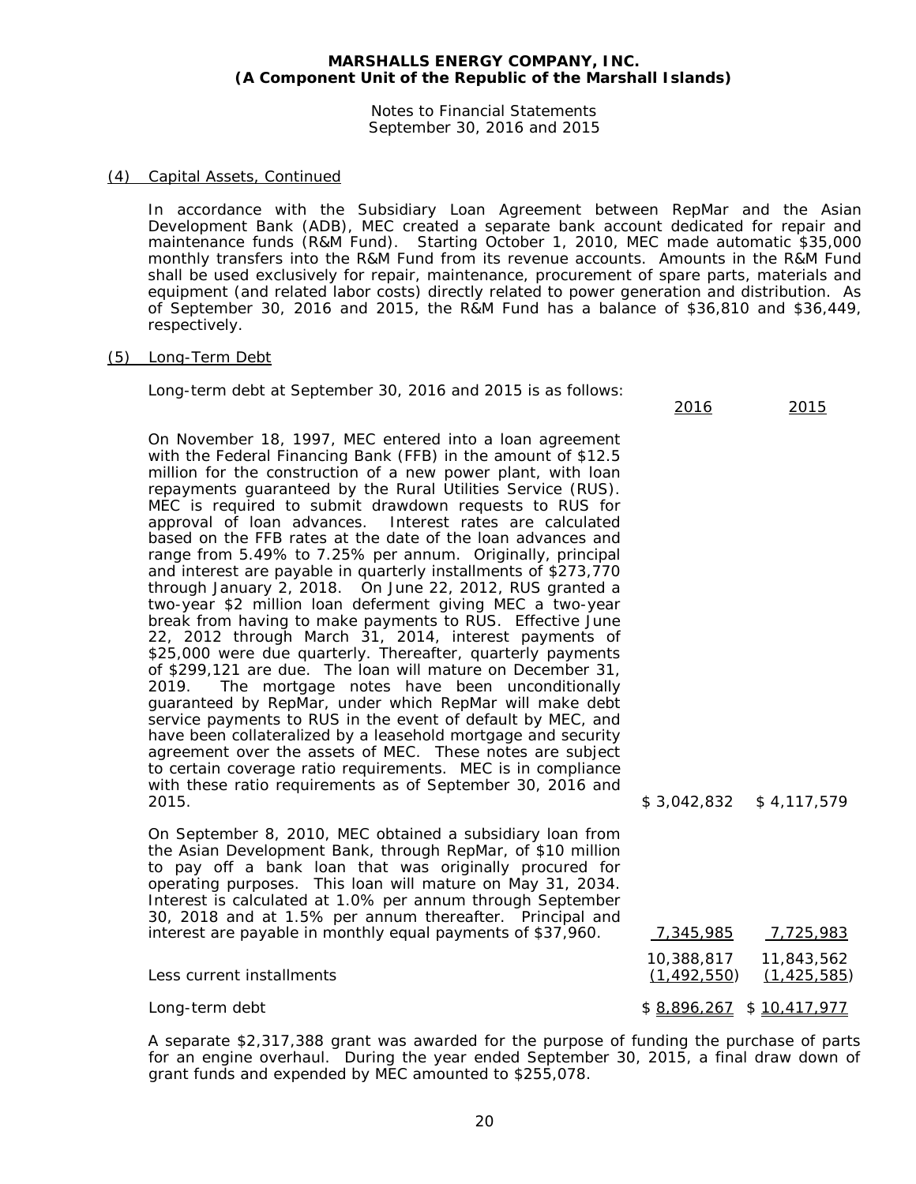**MARSHALLS ENERGY COMPANY, INC.**
**(A Component Unit of the Republic of the Marshall Islands)**

Notes to Financial Statements
September 30, 2016 and 2015

(4) Capital Assets, Continued

In accordance with the Subsidiary Loan Agreement between RepMar and the Asian Development Bank (ADB), MEC created a separate bank account dedicated for repair and maintenance funds (R&M Fund). Starting October 1, 2010, MEC made automatic $35,000 monthly transfers into the R&M Fund from its revenue accounts. Amounts in the R&M Fund shall be used exclusively for repair, maintenance, procurement of spare parts, materials and equipment (and related labor costs) directly related to power generation and distribution. As of September 30, 2016 and 2015, the R&M Fund has a balance of $36,810 and $36,449, respectively.

(5) Long-Term Debt

Long-term debt at September 30, 2016 and 2015 is as follows:

| | 2016 | 2015 |
|---|---|---|
| On November 18, 1997, MEC entered into a loan agreement with the Federal Financing Bank (FFB) in the amount of $12.5 million for the construction of a new power plant, with loan repayments guaranteed by the Rural Utilities Service (RUS). MEC is required to submit drawdown requests to RUS for approval of loan advances. Interest rates are calculated based on the FFB rates at the date of the loan advances and range from 5.49% to 7.25% per annum. Originally, principal and interest are payable in quarterly installments of $273,770 through January 2, 2018. On June 22, 2012, RUS granted a two-year $2 million loan deferment giving MEC a two-year break from having to make payments to RUS. Effective June 22, 2012 through March 31, 2014, interest payments of $25,000 were due quarterly. Thereafter, quarterly payments of $299,121 are due. The loan will mature on December 31, 2019. The mortgage notes have been unconditionally guaranteed by RepMar, under which RepMar will make debt service payments to RUS in the event of default by MEC, and have been collateralized by a leasehold mortgage and security agreement over the assets of MEC. These notes are subject to certain coverage ratio requirements. MEC is in compliance with these ratio requirements as of September 30, 2016 and 2015. | $ 3,042,832 | $ 4,117,579 |
| On September 8, 2010, MEC obtained a subsidiary loan from the Asian Development Bank, through RepMar, of $10 million to pay off a bank loan that was originally procured for operating purposes. This loan will mature on May 31, 2034. Interest is calculated at 1.0% per annum through September 30, 2018 and at 1.5% per annum thereafter. Principal and interest are payable in monthly equal payments of $37,960. | 7,345,985 | 7,725,983 |
| | 10,388,817 | 11,843,562 |
| Less current installments | (1,492,550) | (1,425,585) |
| Long-term debt | $ 8,896,267 | $ 10,417,977 |

A separate $2,317,388 grant was awarded for the purpose of funding the purchase of parts for an engine overhaul. During the year ended September 30, 2015, a final draw down of grant funds and expended by MEC amounted to $255,078.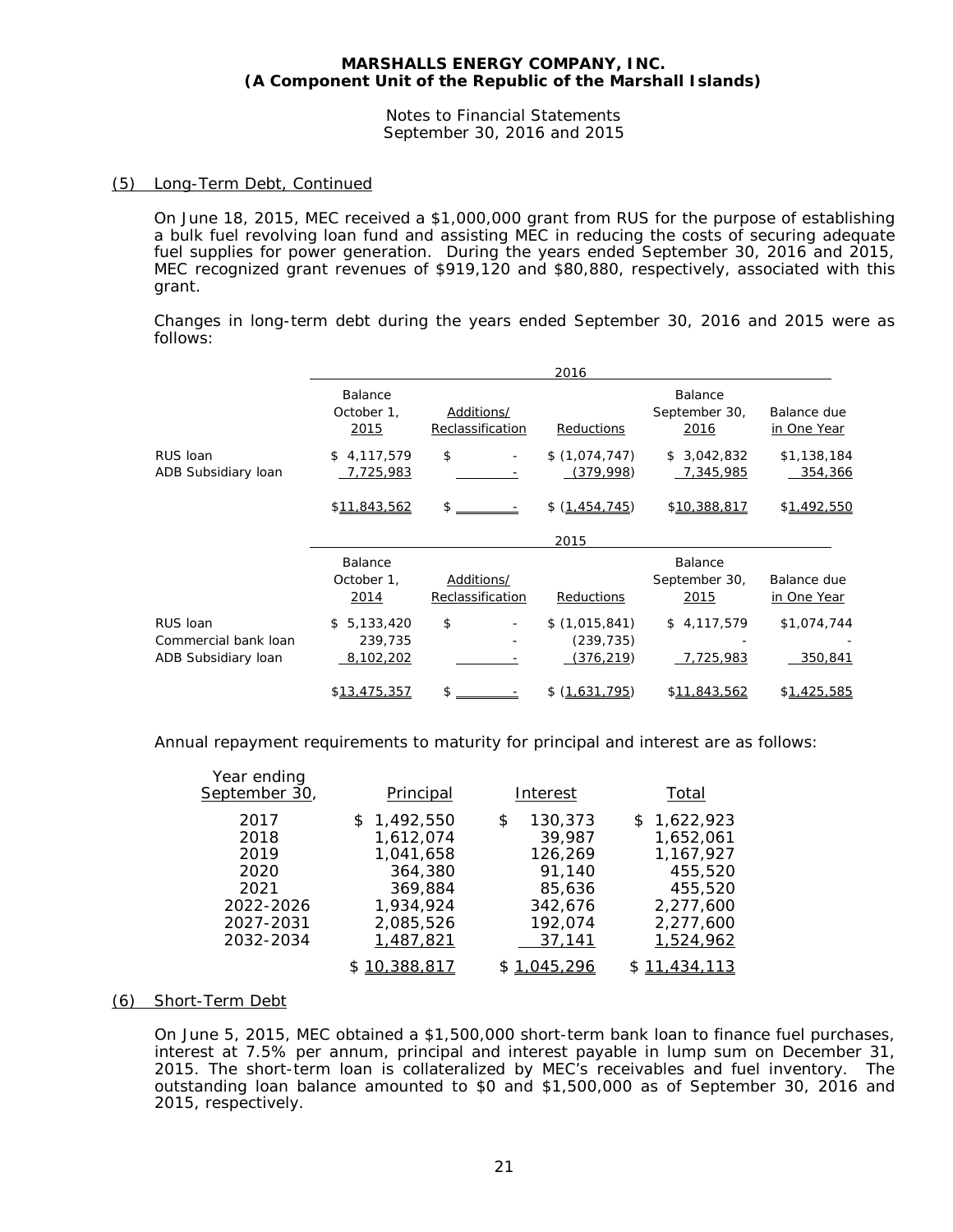## (5) Long-Term Debt, Continued

On June 18, 2015, MEC received a $1,000,000 grant from RUS for the purpose of establishing a bulk fuel revolving loan fund and assisting MEC in reducing the costs of securing adequate fuel supplies for power generation. During the years ended September 30, 2016 and 2015, MEC recognized grant revenues of $919,120 and $80,880, respectively, associated with this grant.

Changes in long-term debt during the years ended September 30, 2016 and 2015 were as follows:

| | 2016 | | | | |
|---|---|---|---|---|---|
| | Balance October 1, 2015 | Additions/ Reclassification | Reductions | Balance September 30, 2016 | Balance due in One Year |
| RUS loan | $ 4,117,579 | $ - | $ (1,074,747) | $ 3,042,832 | $1,138,184 |
| ADB Subsidiary loan | 7,725,983 | - | (379,998) | 7,345,985 | 354,366 |
| | $11,843,562 | $ - | $ (1,454,745) | $10,388,817 | $1,492,550 |

| | 2015 | | | | |
|---|---|---|---|---|---|
| | Balance October 1, 2014 | Additions/ Reclassification | Reductions | Balance September 30, 2015 | Balance due in One Year |
| RUS loan | $ 5,133,420 | $ - | $ (1,015,841) | $ 4,117,579 | $1,074,744 |
| Commercial bank loan | 239,735 | - | (239,735) | - | - |
| ADB Subsidiary loan | 8,102,202 | - | (376,219) | 7,725,983 | 350,841 |
| | $13,475,357 | $ - | $ (1,631,795) | $11,843,562 | $1,425,585 |

Annual repayment requirements to maturity for principal and interest are as follows:

| Year ending September 30, | Principal | Interest | Total |
|---|---|---|---|
| 2017 | $ 1,492,550 | $ 130,373 | $ 1,622,923 |
| 2018 | 1,612,074 | 39,987 | 1,652,061 |
| 2019 | 1,041,658 | 126,269 | 1,167,927 |
| 2020 | 364,380 | 91,140 | 455,520 |
| 2021 | 369,884 | 85,636 | 455,520 |
| 2022-2026 | 1,934,924 | 342,676 | 2,277,600 |
| 2027-2031 | 2,085,526 | 192,074 | 2,277,600 |
| 2032-2034 | 1,487,821 | 37,141 | 1,524,962 |
| | $ 10,388,817 | $ 1,045,296 | $ 11,434,113 |

## (6) Short-Term Debt

On June 5, 2015, MEC obtained a $1,500,000 short-term bank loan to finance fuel purchases, interest at 7.5% per annum, principal and interest payable in lump sum on December 31, 2015. The short-term loan is collateralized by MEC's receivables and fuel inventory. The outstanding loan balance amounted to $0 and $1,500,000 as of September 30, 2016 and 2015, respectively.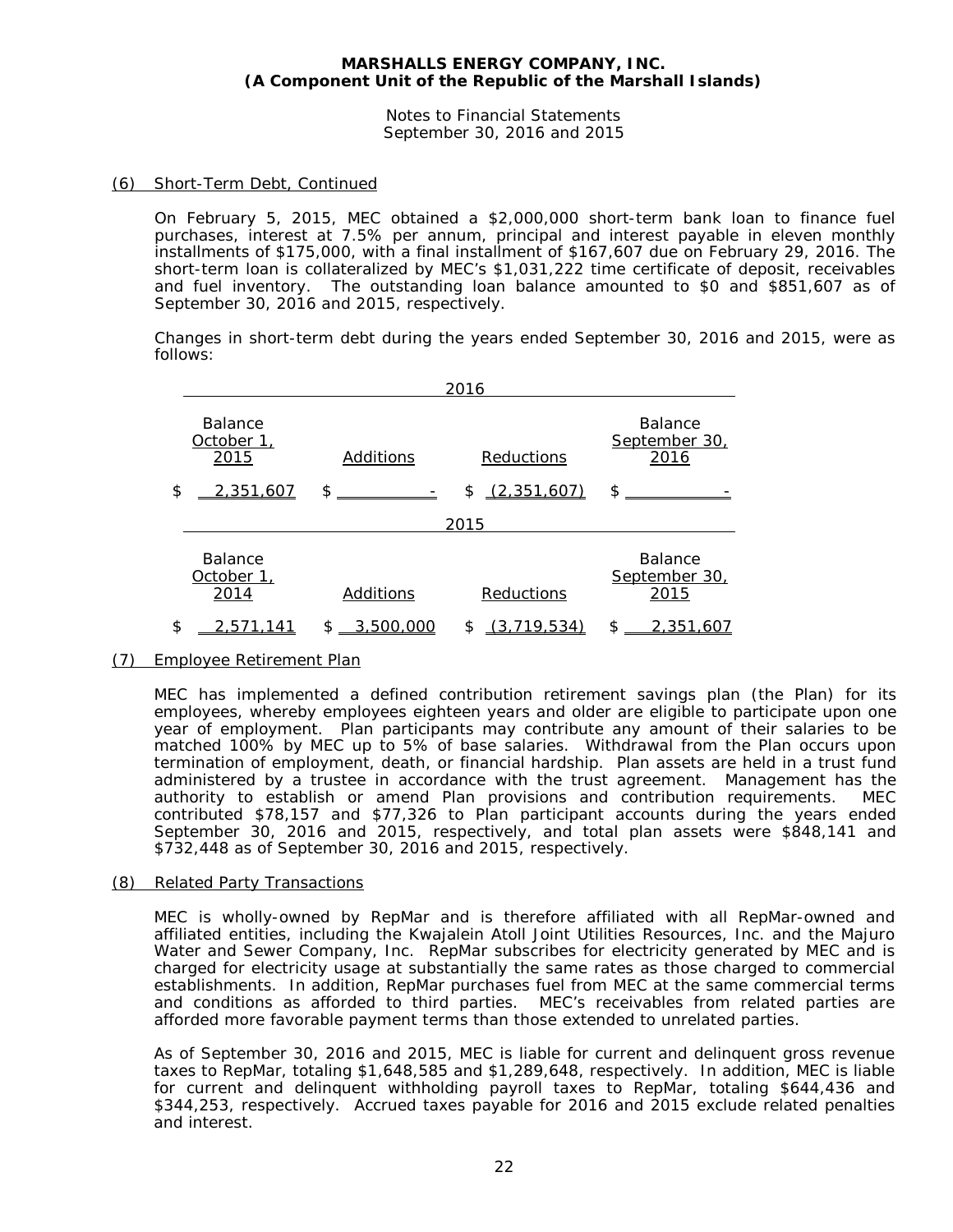**MARSHALLS ENERGY COMPANY, INC.**
**(A Component Unit of the Republic of the Marshall Islands)**

Notes to Financial Statements
September 30, 2016 and 2015

## (6) Short-Term Debt, Continued

On February 5, 2015, MEC obtained a $2,000,000 short-term bank loan to finance fuel purchases, interest at 7.5% per annum, principal and interest payable in eleven monthly installments of $175,000, with a final installment of $167,607 due on February 29, 2016. The short-term loan is collateralized by MEC's $1,031,222 time certificate of deposit, receivables and fuel inventory. The outstanding loan balance amounted to $0 and $851,607 as of September 30, 2016 and 2015, respectively.

Changes in short-term debt during the years ended September 30, 2016 and 2015, were as follows:

| 2016 | | | |
|---|---|---|---|
| Balance October 1, 2015 | Additions | Reductions | Balance September 30, 2016 |
| $ 2,351,607 | $ - | $ (2,351,607) | $ - |

| 2015 | | | |
|---|---|---|---|
| Balance October 1, 2014 | Additions | Reductions | Balance September 30, 2015 |
| $ 2,571,141 | $ 3,500,000 | $ (3,719,534) | $ 2,351,607 |

## (7) Employee Retirement Plan

MEC has implemented a defined contribution retirement savings plan (the Plan) for its employees, whereby employees eighteen years and older are eligible to participate upon one year of employment. Plan participants may contribute any amount of their salaries to be matched 100% by MEC up to 5% of base salaries. Withdrawal from the Plan occurs upon termination of employment, death, or financial hardship. Plan assets are held in a trust fund administered by a trustee in accordance with the trust agreement. Management has the authority to establish or amend Plan provisions and contribution requirements. MEC contributed $78,157 and $77,326 to Plan participant accounts during the years ended September 30, 2016 and 2015, respectively, and total plan assets were $848,141 and $732,448 as of September 30, 2016 and 2015, respectively.

## (8) Related Party Transactions

MEC is wholly-owned by RepMar and is therefore affiliated with all RepMar-owned and affiliated entities, including the Kwajalein Atoll Joint Utilities Resources, Inc. and the Majuro Water and Sewer Company, Inc. RepMar subscribes for electricity generated by MEC and is charged for electricity usage at substantially the same rates as those charged to commercial establishments. In addition, RepMar purchases fuel from MEC at the same commercial terms and conditions as afforded to third parties. MEC's receivables from related parties are afforded more favorable payment terms than those extended to unrelated parties.

As of September 30, 2016 and 2015, MEC is liable for current and delinquent gross revenue taxes to RepMar, totaling $1,648,585 and $1,289,648, respectively. In addition, MEC is liable for current and delinquent withholding payroll taxes to RepMar, totaling $644,436 and $344,253, respectively. Accrued taxes payable for 2016 and 2015 exclude related penalties and interest.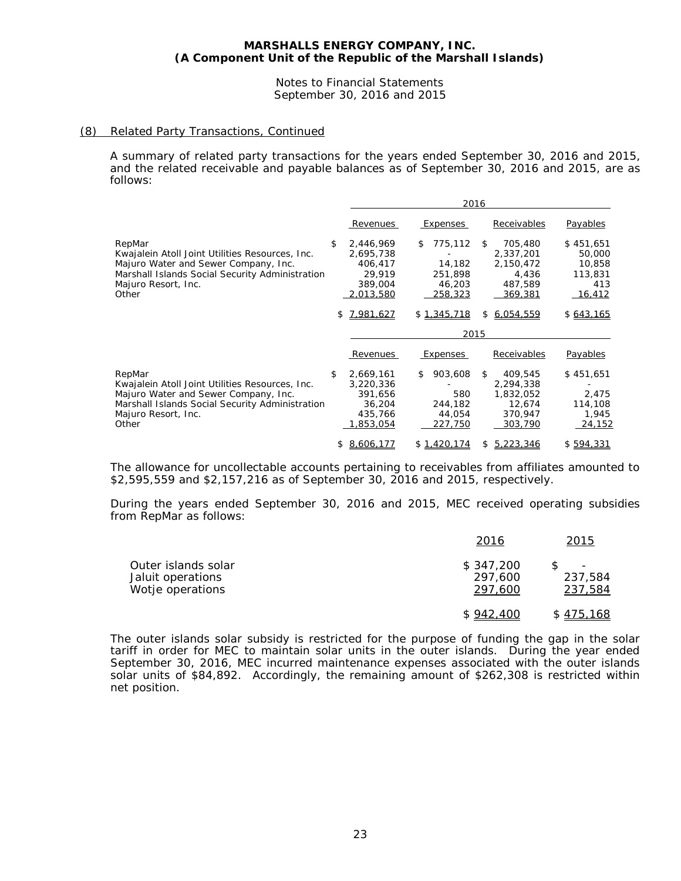## (8) Related Party Transactions, Continued

A summary of related party transactions for the years ended September 30, 2016 and 2015, and the related receivable and payable balances as of September 30, 2016 and 2015, are as follows:

| | 2016 | | | |
|---|---|---|---|---|
| | Revenues | Expenses | Receivables | Payables |
| RepMar | $ 2,446,969 | $ 775,112 | $ 705,480 | $ 451,651 |
| Kwajalein Atoll Joint Utilities Resources, Inc. | 2,695,738 | - | 2,337,201 | 50,000 |
| Majuro Water and Sewer Company, Inc. | 406,417 | 14,182 | 2,150,472 | 10,858 |
| Marshall Islands Social Security Administration | 29,919 | 251,898 | 4,436 | 113,831 |
| Majuro Resort, Inc. | 389,004 | 46,203 | 487,589 | 413 |
| Other | 2,013,580 | 258,323 | 369,381 | 16,412 |
| | $ 7,981,627 | $ 1,345,718 | $ 6,054,559 | $ 643,165 |

| | 2015 | | | |
|---|---|---|---|---|
| | Revenues | Expenses | Receivables | Payables |
| RepMar | $ 2,669,161 | $ 903,608 | $ 409,545 | $ 451,651 |
| Kwajalein Atoll Joint Utilities Resources, Inc. | 3,220,336 | - | 2,294,338 | - |
| Majuro Water and Sewer Company, Inc. | 391,656 | 580 | 1,832,052 | 2,475 |
| Marshall Islands Social Security Administration | 36,204 | 244,182 | 12,674 | 114,108 |
| Majuro Resort, Inc. | 435,766 | 44,054 | 370,947 | 1,945 |
| Other | 1,853,054 | 227,750 | 303,790 | 24,152 |
| | $ 8,606,177 | $ 1,420,174 | $ 5,223,346 | $ 594,331 |

The allowance for uncollectable accounts pertaining to receivables from affiliates amounted to $2,595,559 and $2,157,216 as of September 30, 2016 and 2015, respectively.

During the years ended September 30, 2016 and 2015, MEC received operating subsidies from RepMar as follows:

| | 2016 | 2015 |
|---|---|---|
| Outer islands solar | $ 347,200 | $ - |
| Jaluit operations | 297,600 | 237,584 |
| Wotje operations | 297,600 | 237,584 |
| | $ 942,400 | $ 475,168 |

The outer islands solar subsidy is restricted for the purpose of funding the gap in the solar tariff in order for MEC to maintain solar units in the outer islands. During the year ended September 30, 2016, MEC incurred maintenance expenses associated with the outer islands solar units of $84,892. Accordingly, the remaining amount of $262,308 is restricted within net position.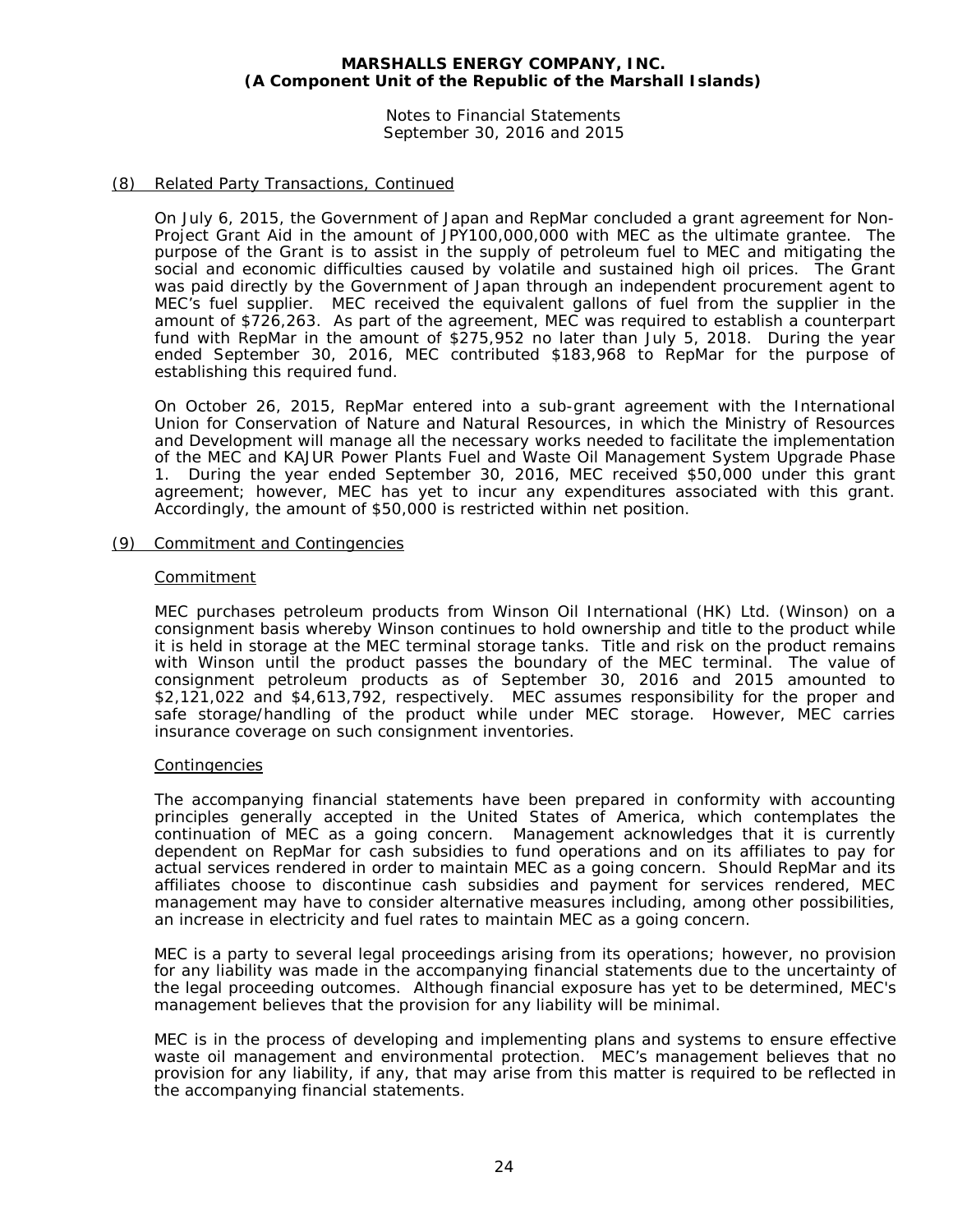## (8) Related Party Transactions, Continued

On July 6, 2015, the Government of Japan and RepMar concluded a grant agreement for Non-Project Grant Aid in the amount of JPY100,000,000 with MEC as the ultimate grantee. The purpose of the Grant is to assist in the supply of petroleum fuel to MEC and mitigating the social and economic difficulties caused by volatile and sustained high oil prices. The Grant was paid directly by the Government of Japan through an independent procurement agent to MEC's fuel supplier. MEC received the equivalent gallons of fuel from the supplier in the amount of $726,263. As part of the agreement, MEC was required to establish a counterpart fund with RepMar in the amount of $275,952 no later than July 5, 2018. During the year ended September 30, 2016, MEC contributed $183,968 to RepMar for the purpose of establishing this required fund.

On October 26, 2015, RepMar entered into a sub-grant agreement with the International Union for Conservation of Nature and Natural Resources, in which the Ministry of Resources and Development will manage all the necessary works needed to facilitate the implementation of the MEC and KAJUR Power Plants Fuel and Waste Oil Management System Upgrade Phase 1. During the year ended September 30, 2016, MEC received $50,000 under this grant agreement; however, MEC has yet to incur any expenditures associated with this grant. Accordingly, the amount of $50,000 is restricted within net position.

## (9) Commitment and Contingencies

### Commitment

MEC purchases petroleum products from Winson Oil International (HK) Ltd. (Winson) on a consignment basis whereby Winson continues to hold ownership and title to the product while it is held in storage at the MEC terminal storage tanks. Title and risk on the product remains with Winson until the product passes the boundary of the MEC terminal. The value of consignment petroleum products as of September 30, 2016 and 2015 amounted to $2,121,022 and $4,613,792, respectively. MEC assumes responsibility for the proper and safe storage/handling of the product while under MEC storage. However, MEC carries insurance coverage on such consignment inventories.

### Contingencies

The accompanying financial statements have been prepared in conformity with accounting principles generally accepted in the United States of America, which contemplates the continuation of MEC as a going concern. Management acknowledges that it is currently dependent on RepMar for cash subsidies to fund operations and on its affiliates to pay for actual services rendered in order to maintain MEC as a going concern. Should RepMar and its affiliates choose to discontinue cash subsidies and payment for services rendered, MEC management may have to consider alternative measures including, among other possibilities, an increase in electricity and fuel rates to maintain MEC as a going concern.

MEC is a party to several legal proceedings arising from its operations; however, no provision for any liability was made in the accompanying financial statements due to the uncertainty of the legal proceeding outcomes. Although financial exposure has yet to be determined, MEC's management believes that the provision for any liability will be minimal.

MEC is in the process of developing and implementing plans and systems to ensure effective waste oil management and environmental protection. MEC's management believes that no provision for any liability, if any, that may arise from this matter is required to be reflected in the accompanying financial statements.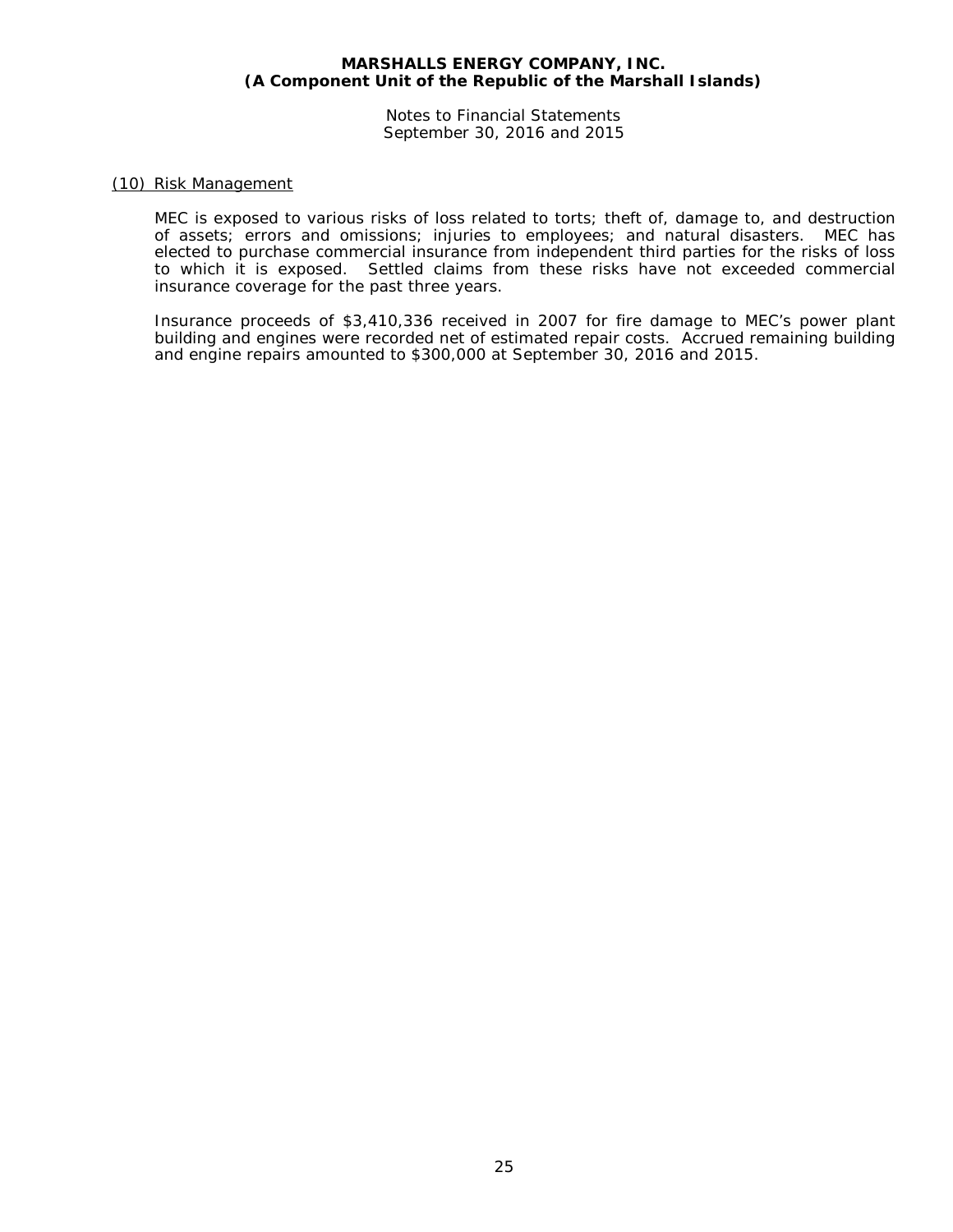## (10) Risk Management

MEC is exposed to various risks of loss related to torts; theft of, damage to, and destruction of assets; errors and omissions; injuries to employees; and natural disasters. MEC has elected to purchase commercial insurance from independent third parties for the risks of loss to which it is exposed. Settled claims from these risks have not exceeded commercial insurance coverage for the past three years.

Insurance proceeds of $3,410,336 received in 2007 for fire damage to MEC's power plant building and engines were recorded net of estimated repair costs. Accrued remaining building and engine repairs amounted to $300,000 at September 30, 2016 and 2015.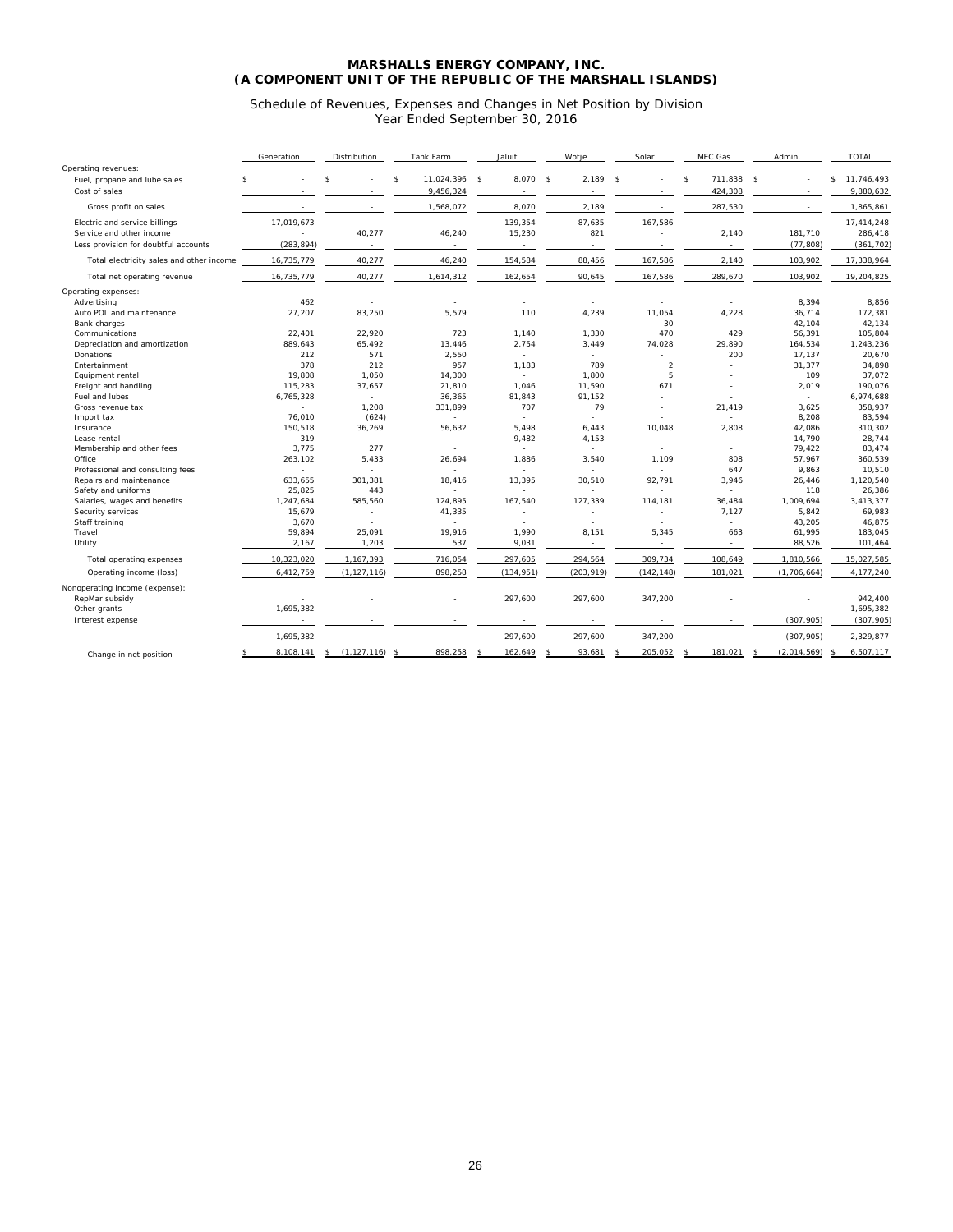**MARSHALLS ENERGY COMPANY, INC.**
**(A COMPONENT UNIT OF THE REPUBLIC OF THE MARSHALL ISLANDS)**

Schedule of Revenues, Expenses and Changes in Net Position by Division
Year Ended September 30, 2016

| | Generation | Distribution | Tank Farm | Jaluit | Wotje | Solar | MEC Gas | Admin. | TOTAL |
|---|---|---|---|---|---|---|---|---|---|
| Operating revenues: | | | | | | | | | |
| Fuel, propane and lube sales | $ - | $ - | $ 11,024,396 | $ 8,070 | $ 2,189 | $ - | $ 711,838 | $ - | $ 11,746,493 |
| Cost of sales | - | - | 9,456,324 | - | - | - | 424,308 | - | 9,880,632 |
| Gross profit on sales | - | - | 1,568,072 | 8,070 | 2,189 | - | 287,530 | - | 1,865,861 |
| Electric and service billings | 17,019,673 | - | - | 139,354 | 87,635 | 167,586 | - | - | 17,414,248 |
| Service and other income | - | 40,277 | 46,240 | 15,230 | 821 | - | 2,140 | 181,710 | 286,418 |
| Less provision for doubtful accounts | (283,894) | - | - | - | - | - | - | (77,808) | (361,702) |
| Total electricity sales and other income | 16,735,779 | 40,277 | 46,240 | 154,584 | 88,456 | 167,586 | 2,140 | 103,902 | 17,338,964 |
| Total net operating revenue | 16,735,779 | 40,277 | 1,614,312 | 162,654 | 90,645 | 167,586 | 289,670 | 103,902 | 19,204,825 |
| Operating expenses: | | | | | | | | | |
| Advertising | 462 | - | - | - | - | - | - | 8,394 | 8,856 |
| Auto POL and maintenance | 27,207 | 83,250 | 5,579 | 110 | 4,239 | 11,054 | 4,228 | 36,714 | 172,381 |
| Bank charges | - | - | - | - | - | 30 | - | 42,104 | 42,134 |
| Communications | 22,401 | 22,920 | 723 | 1,140 | 1,330 | 470 | 429 | 56,391 | 105,804 |
| Depreciation and amortization | 889,643 | 65,492 | 13,446 | 2,754 | 3,449 | 74,028 | 29,890 | 164,534 | 1,243,236 |
| Donations | 212 | 571 | 2,550 | - | - | - | 200 | 17,137 | 20,670 |
| Entertainment | 378 | 212 | 957 | 1,183 | 789 | 2 | - | 31,377 | 34,898 |
| Equipment rental | 19,808 | 1,050 | 14,300 | - | 1,800 | 5 | - | 109 | 37,072 |
| Freight and handling | 115,283 | 37,657 | 21,810 | 1,046 | 11,590 | 671 | - | 2,019 | 190,076 |
| Fuel and lubes | 6,765,328 | - | 36,365 | 81,843 | 91,152 | - | - | - | 6,974,688 |
| Gross revenue tax | - | 1,208 | 331,899 | 707 | 79 | - | 21,419 | 3,625 | 358,937 |
| Import tax | 76,010 | (624) | - | - | - | - | - | 8,208 | 83,594 |
| Insurance | 150,518 | 36,269 | 56,632 | 5,498 | 6,443 | 10,048 | 2,808 | 42,086 | 310,302 |
| Lease rental | 319 | - | - | 9,482 | 4,153 | - | - | 14,790 | 28,744 |
| Membership and other fees | 3,775 | 277 | - | - | - | - | - | 79,422 | 83,474 |
| Office | 263,102 | 5,433 | 26,694 | 1,886 | 3,540 | 1,109 | 808 | 57,967 | 360,539 |
| Professional and consulting fees | - | - | - | - | - | - | 647 | 9,863 | 10,510 |
| Repairs and maintenance | 633,655 | 301,381 | 18,416 | 13,395 | 30,510 | 92,791 | 3,946 | 26,446 | 1,120,540 |
| Safety and uniforms | 25,825 | 443 | - | - | - | - | - | 118 | 26,386 |
| Salaries, wages and benefits | 1,247,684 | 585,560 | 124,895 | 167,540 | 127,339 | 114,181 | 36,484 | 1,009,694 | 3,413,377 |
| Security services | 15,679 | - | 41,335 | - | - | - | 7,127 | 5,842 | 69,983 |
| Staff training | 3,670 | - | - | - | - | - | - | 43,205 | 46,875 |
| Travel | 59,894 | 25,091 | 19,916 | 1,990 | 8,151 | 5,345 | 663 | 61,995 | 183,045 |
| Utility | 2,167 | 1,203 | 537 | 9,031 | - | - | - | 88,526 | 101,464 |
| Total operating expenses | 10,323,020 | 1,167,393 | 716,054 | 297,605 | 294,564 | 309,734 | 108,649 | 1,810,566 | 15,027,585 |
| Operating income (loss) | 6,412,759 | (1,127,116) | 898,258 | (134,951) | (203,919) | (142,148) | 181,021 | (1,706,664) | 4,177,240 |
| Nonoperating income (expense): | | | | | | | | | |
| RepMar subsidy | - | - | - | 297,600 | 297,600 | 347,200 | - | - | 942,400 |
| Other grants | 1,695,382 | - | - | - | - | - | - | - | 1,695,382 |
| Interest expense | - | - | - | - | - | - | - | (307,905) | (307,905) |
| | 1,695,382 | - | - | 297,600 | 297,600 | 347,200 | - | (307,905) | 2,329,877 |
| Change in net position | $ 8,108,141 | $ (1,127,116) | $ 898,258 | $ 162,649 | $ 93,681 | $ 205,052 | $ 181,021 | $ (2,014,569) | $ 6,507,117 |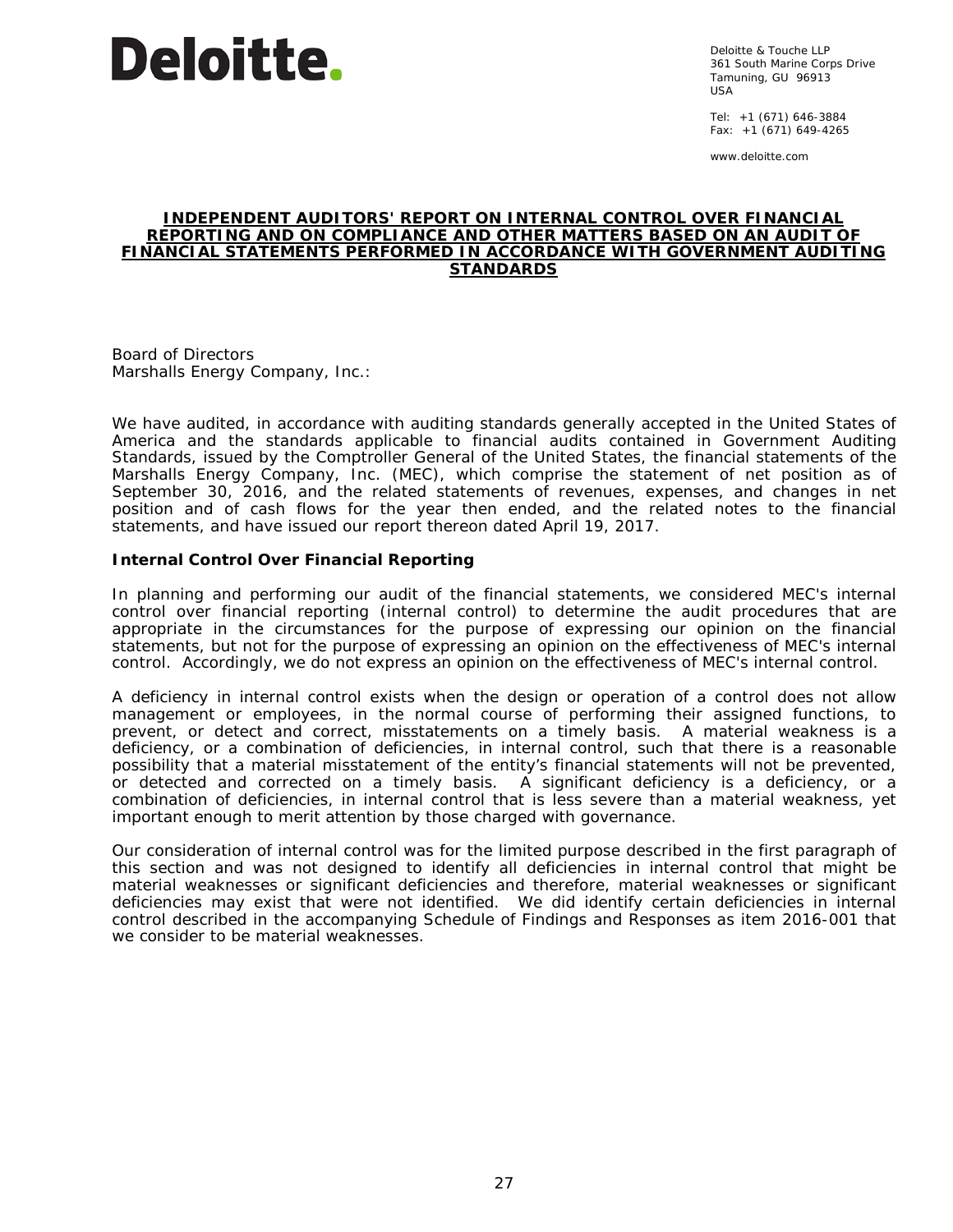Deloitte.

Deloitte & Touche LLP
361 South Marine Corps Drive
Tamuning, GU 96913
USA

Tel: +1 (671) 646-3884
Fax: +1 (671) 649-4265

www.deloitte.com

**INDEPENDENT AUDITORS' REPORT ON INTERNAL CONTROL OVER FINANCIAL REPORTING AND ON COMPLIANCE AND OTHER MATTERS BASED ON AN AUDIT OF FINANCIAL STATEMENTS PERFORMED IN ACCORDANCE WITH GOVERNMENT AUDITING STANDARDS**

Board of Directors
Marshalls Energy Company, Inc.:

We have audited, in accordance with auditing standards generally accepted in the United States of America and the standards applicable to financial audits contained in Government Auditing Standards, issued by the Comptroller General of the United States, the financial statements of the Marshalls Energy Company, Inc. (MEC), which comprise the statement of net position as of September 30, 2016, and the related statements of revenues, expenses, and changes in net position and of cash flows for the year then ended, and the related notes to the financial statements, and have issued our report thereon dated April 19, 2017.

**Internal Control Over Financial Reporting**

In planning and performing our audit of the financial statements, we considered MEC's internal control over financial reporting (internal control) to determine the audit procedures that are appropriate in the circumstances for the purpose of expressing our opinion on the financial statements, but not for the purpose of expressing an opinion on the effectiveness of MEC's internal control. Accordingly, we do not express an opinion on the effectiveness of MEC's internal control.

A deficiency in internal control exists when the design or operation of a control does not allow management or employees, in the normal course of performing their assigned functions, to prevent, or detect and correct, misstatements on a timely basis. A material weakness is a deficiency, or a combination of deficiencies, in internal control, such that there is a reasonable possibility that a material misstatement of the entity's financial statements will not be prevented, or detected and corrected on a timely basis. A significant deficiency is a deficiency, or a combination of deficiencies, in internal control that is less severe than a material weakness, yet important enough to merit attention by those charged with governance.

Our consideration of internal control was for the limited purpose described in the first paragraph of this section and was not designed to identify all deficiencies in internal control that might be material weaknesses or significant deficiencies and therefore, material weaknesses or significant deficiencies may exist that were not identified. We did identify certain deficiencies in internal control described in the accompanying Schedule of Findings and Responses as item 2016-001 that we consider to be material weaknesses.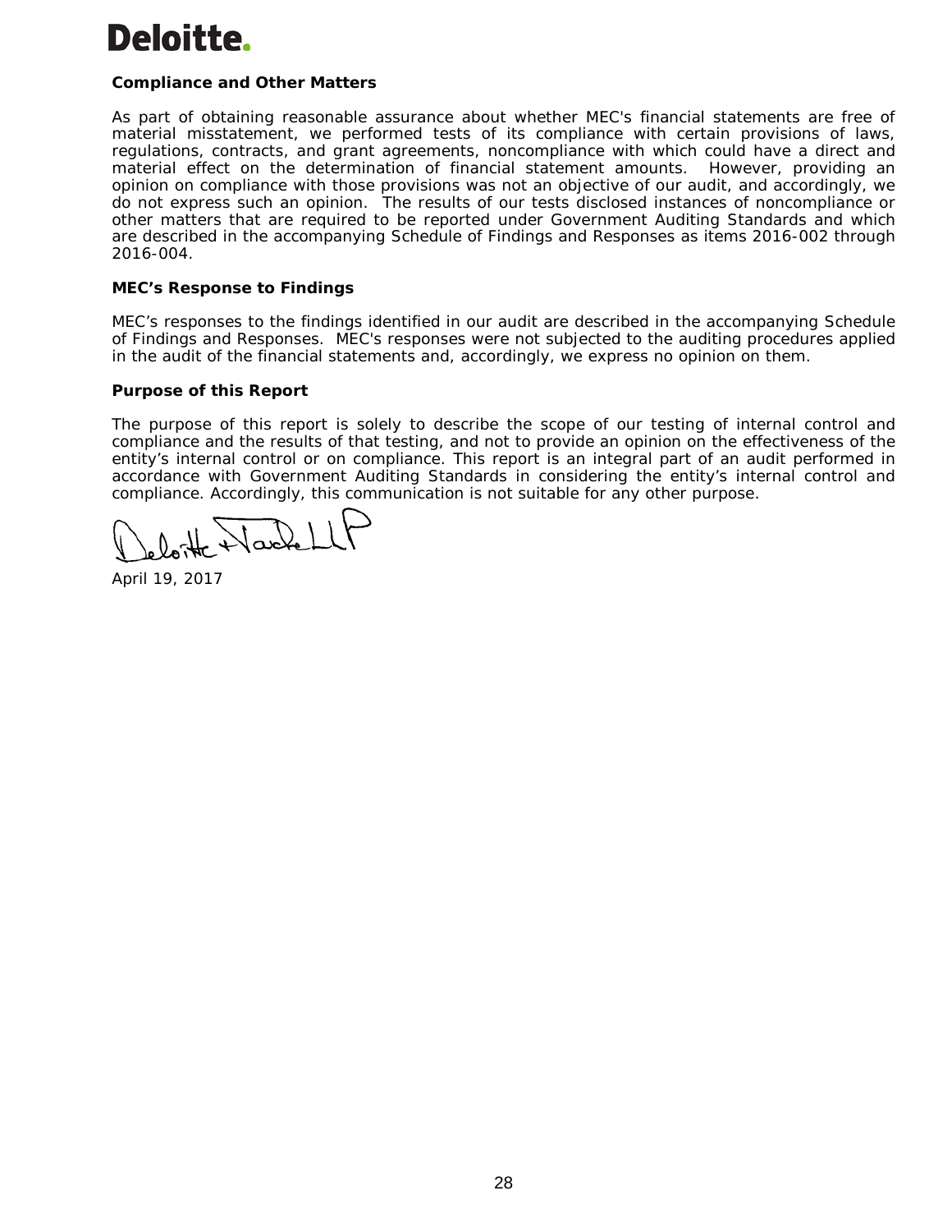**Compliance and Other Matters**

As part of obtaining reasonable assurance about whether MEC's financial statements are free of material misstatement, we performed tests of its compliance with certain provisions of laws, regulations, contracts, and grant agreements, noncompliance with which could have a direct and material effect on the determination of financial statement amounts. However, providing an opinion on compliance with those provisions was not an objective of our audit, and accordingly, we do not express such an opinion. The results of our tests disclosed instances of noncompliance or other matters that are required to be reported under Government Auditing Standards and which are described in the accompanying Schedule of Findings and Responses as items 2016-002 through 2016-004.

**MEC's Response to Findings**

MEC's responses to the findings identified in our audit are described in the accompanying Schedule of Findings and Responses. MEC's responses were not subjected to the auditing procedures applied in the audit of the financial statements and, accordingly, we express no opinion on them.

**Purpose of this Report**

The purpose of this report is solely to describe the scope of our testing of internal control and compliance and the results of that testing, and not to provide an opinion on the effectiveness of the entity's internal control or on compliance. This report is an integral part of an audit performed in accordance with Government Auditing Standards in considering the entity's internal control and compliance. Accordingly, this communication is not suitable for any other purpose.

Deloitte & Touche LLP

April 19, 2017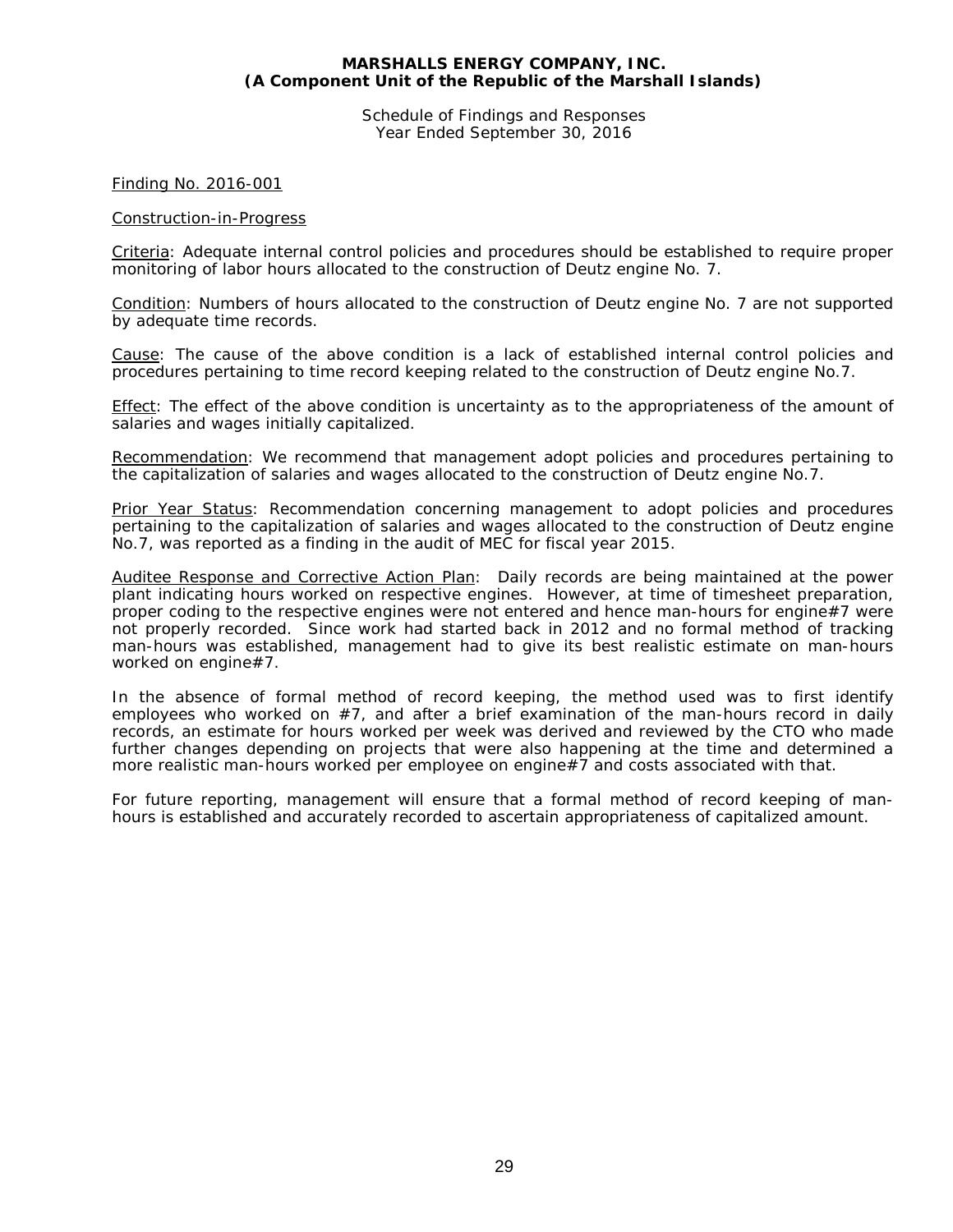**MARSHALLS ENERGY COMPANY, INC.**
**(A Component Unit of the Republic of the Marshall Islands)**

Schedule of Findings and Responses
Year Ended September 30, 2016

Finding No. 2016-001

Construction-in-Progress

Criteria: Adequate internal control policies and procedures should be established to require proper monitoring of labor hours allocated to the construction of Deutz engine No. 7.

Condition: Numbers of hours allocated to the construction of Deutz engine No. 7 are not supported by adequate time records.

Cause: The cause of the above condition is a lack of established internal control policies and procedures pertaining to time record keeping related to the construction of Deutz engine No.7.

Effect: The effect of the above condition is uncertainty as to the appropriateness of the amount of salaries and wages initially capitalized.

Recommendation: We recommend that management adopt policies and procedures pertaining to the capitalization of salaries and wages allocated to the construction of Deutz engine No.7.

Prior Year Status: Recommendation concerning management to adopt policies and procedures pertaining to the capitalization of salaries and wages allocated to the construction of Deutz engine No.7, was reported as a finding in the audit of MEC for fiscal year 2015.

Auditee Response and Corrective Action Plan: Daily records are being maintained at the power plant indicating hours worked on respective engines. However, at time of timesheet preparation, proper coding to the respective engines were not entered and hence man-hours for engine#7 were not properly recorded. Since work had started back in 2012 and no formal method of tracking man-hours was established, management had to give its best realistic estimate on man-hours worked on engine#7.

In the absence of formal method of record keeping, the method used was to first identify employees who worked on #7, and after a brief examination of the man-hours record in daily records, an estimate for hours worked per week was derived and reviewed by the CTO who made further changes depending on projects that were also happening at the time and determined a more realistic man-hours worked per employee on engine#7 and costs associated with that.

For future reporting, management will ensure that a formal method of record keeping of man-hours is established and accurately recorded to ascertain appropriateness of capitalized amount.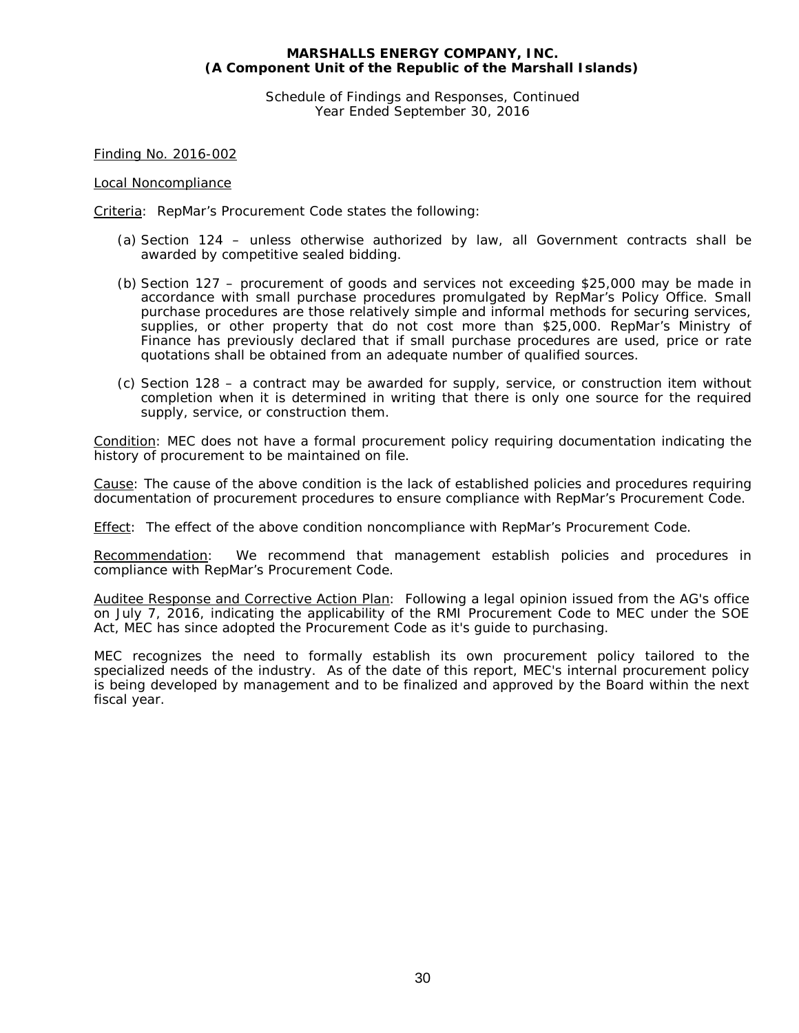**MARSHALLS ENERGY COMPANY, INC.**
**(A Component Unit of the Republic of the Marshall Islands)**

Schedule of Findings and Responses, Continued
Year Ended September 30, 2016

Finding No. 2016-002

Local Noncompliance

Criteria: RepMar's Procurement Code states the following:

(a) Section 124 – unless otherwise authorized by law, all Government contracts shall be awarded by competitive sealed bidding.

(b) Section 127 – procurement of goods and services not exceeding $25,000 may be made in accordance with small purchase procedures promulgated by RepMar's Policy Office. Small purchase procedures are those relatively simple and informal methods for securing services, supplies, or other property that do not cost more than $25,000. RepMar's Ministry of Finance has previously declared that if small purchase procedures are used, price or rate quotations shall be obtained from an adequate number of qualified sources.

(c) Section 128 – a contract may be awarded for supply, service, or construction item without completion when it is determined in writing that there is only one source for the required supply, service, or construction them.

Condition: MEC does not have a formal procurement policy requiring documentation indicating the history of procurement to be maintained on file.

Cause: The cause of the above condition is the lack of established policies and procedures requiring documentation of procurement procedures to ensure compliance with RepMar's Procurement Code.

Effect: The effect of the above condition noncompliance with RepMar's Procurement Code.

Recommendation: We recommend that management establish policies and procedures in compliance with RepMar's Procurement Code.

Auditee Response and Corrective Action Plan: Following a legal opinion issued from the AG's office on July 7, 2016, indicating the applicability of the RMI Procurement Code to MEC under the SOE Act, MEC has since adopted the Procurement Code as it's guide to purchasing.

MEC recognizes the need to formally establish its own procurement policy tailored to the specialized needs of the industry. As of the date of this report, MEC's internal procurement policy is being developed by management and to be finalized and approved by the Board within the next fiscal year.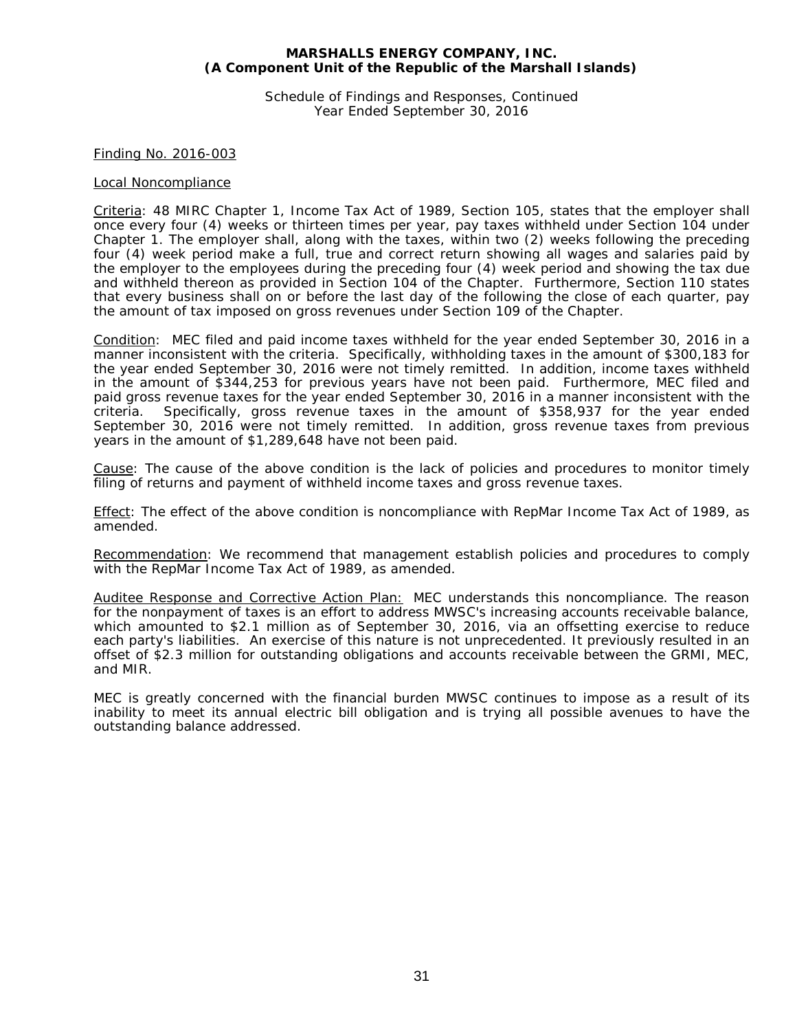**MARSHALLS ENERGY COMPANY, INC.**
**(A Component Unit of the Republic of the Marshall Islands)**

Schedule of Findings and Responses, Continued
Year Ended September 30, 2016

Finding No. 2016-003

Local Noncompliance

Criteria: 48 MIRC Chapter 1, Income Tax Act of 1989, Section 105, states that the employer shall once every four (4) weeks or thirteen times per year, pay taxes withheld under Section 104 under Chapter 1. The employer shall, along with the taxes, within two (2) weeks following the preceding four (4) week period make a full, true and correct return showing all wages and salaries paid by the employer to the employees during the preceding four (4) week period and showing the tax due and withheld thereon as provided in Section 104 of the Chapter. Furthermore, Section 110 states that every business shall on or before the last day of the following the close of each quarter, pay the amount of tax imposed on gross revenues under Section 109 of the Chapter.

Condition: MEC filed and paid income taxes withheld for the year ended September 30, 2016 in a manner inconsistent with the criteria. Specifically, withholding taxes in the amount of $300,183 for the year ended September 30, 2016 were not timely remitted. In addition, income taxes withheld in the amount of $344,253 for previous years have not been paid. Furthermore, MEC filed and paid gross revenue taxes for the year ended September 30, 2016 in a manner inconsistent with the criteria. Specifically, gross revenue taxes in the amount of $358,937 for the year ended September 30, 2016 were not timely remitted. In addition, gross revenue taxes from previous years in the amount of $1,289,648 have not been paid.

Cause: The cause of the above condition is the lack of policies and procedures to monitor timely filing of returns and payment of withheld income taxes and gross revenue taxes.

Effect: The effect of the above condition is noncompliance with RepMar Income Tax Act of 1989, as amended.

Recommendation: We recommend that management establish policies and procedures to comply with the RepMar Income Tax Act of 1989, as amended.

Auditee Response and Corrective Action Plan: MEC understands this noncompliance. The reason for the nonpayment of taxes is an effort to address MWSC's increasing accounts receivable balance, which amounted to $2.1 million as of September 30, 2016, via an offsetting exercise to reduce each party's liabilities. An exercise of this nature is not unprecedented. It previously resulted in an offset of $2.3 million for outstanding obligations and accounts receivable between the GRMI, MEC, and MIR.

MEC is greatly concerned with the financial burden MWSC continues to impose as a result of its inability to meet its annual electric bill obligation and is trying all possible avenues to have the outstanding balance addressed.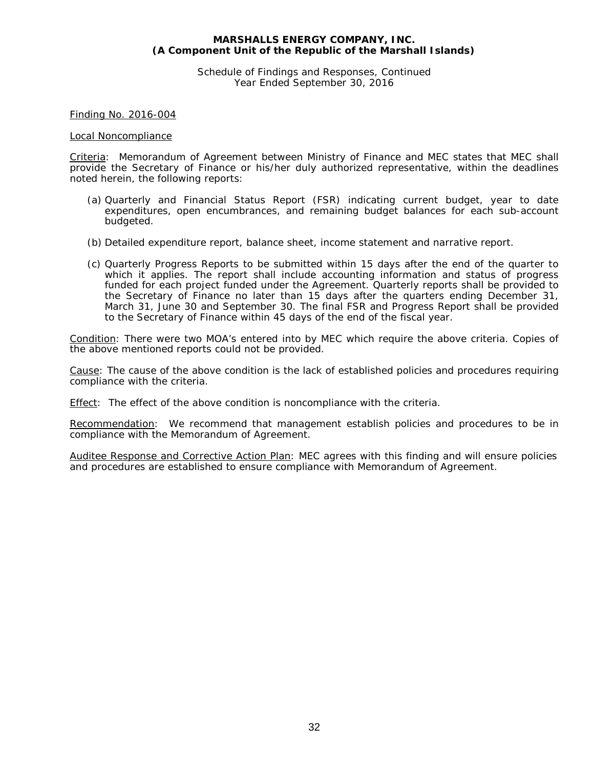**MARSHALLS ENERGY COMPANY, INC.**
**(A Component Unit of the Republic of the Marshall Islands)**

Schedule of Findings and Responses, Continued
Year Ended September 30, 2016

Finding No. 2016-004

Local Noncompliance

Criteria: Memorandum of Agreement between Ministry of Finance and MEC states that MEC shall provide the Secretary of Finance or his/her duly authorized representative, within the deadlines noted herein, the following reports:

(a) Quarterly and Financial Status Report (FSR) indicating current budget, year to date expenditures, open encumbrances, and remaining budget balances for each sub-account budgeted.

(b) Detailed expenditure report, balance sheet, income statement and narrative report.

(c) Quarterly Progress Reports to be submitted within 15 days after the end of the quarter to which it applies. The report shall include accounting information and status of progress funded for each project funded under the Agreement. Quarterly reports shall be provided to the Secretary of Finance no later than 15 days after the quarters ending December 31, March 31, June 30 and September 30. The final FSR and Progress Report shall be provided to the Secretary of Finance within 45 days of the end of the fiscal year.

Condition: There were two MOA's entered into by MEC which require the above criteria. Copies of the above mentioned reports could not be provided.

Cause: The cause of the above condition is the lack of established policies and procedures requiring compliance with the criteria.

Effect: The effect of the above condition is noncompliance with the criteria.

Recommendation: We recommend that management establish policies and procedures to be in compliance with the Memorandum of Agreement.

Auditee Response and Corrective Action Plan: MEC agrees with this finding and will ensure policies and procedures are established to ensure compliance with Memorandum of Agreement.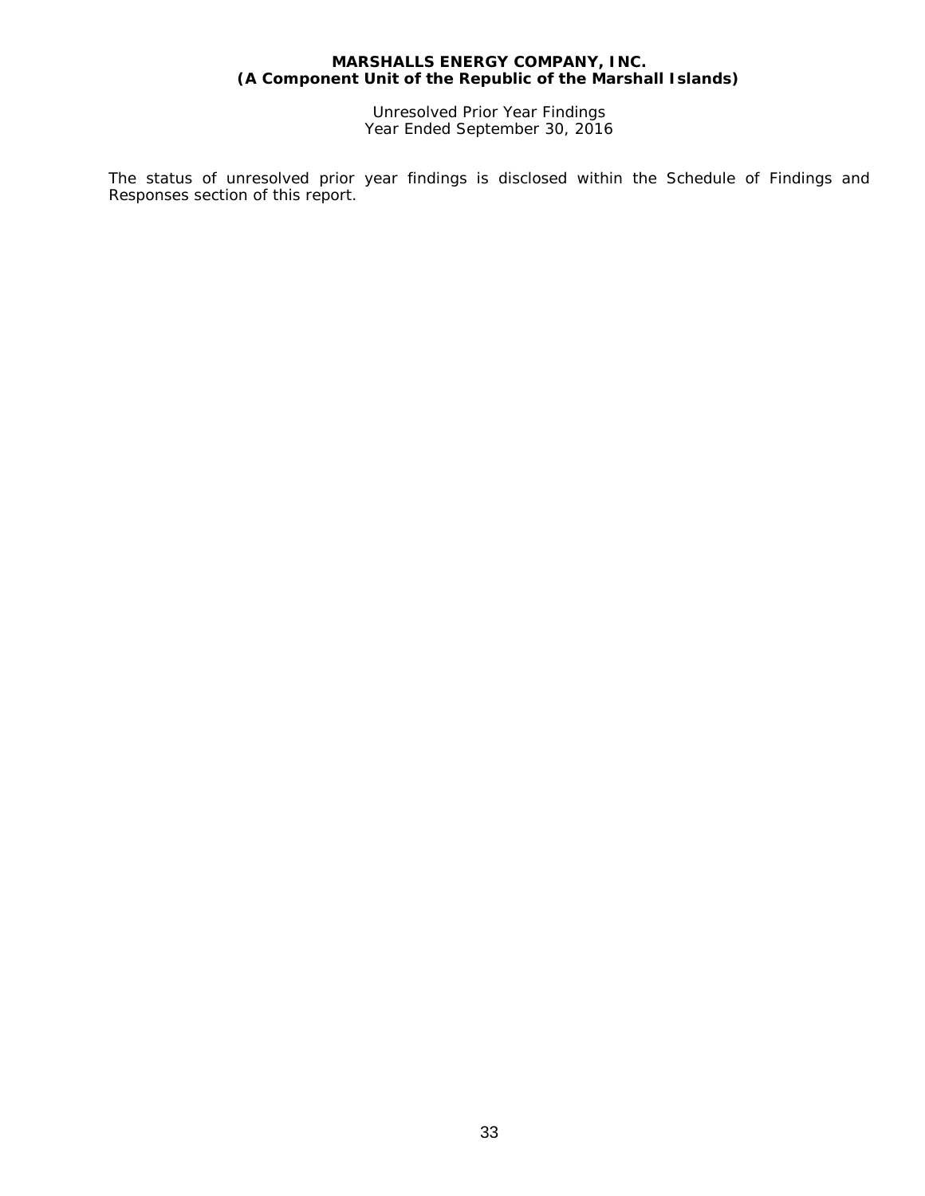**MARSHALLS ENERGY COMPANY, INC.**
**(A Component Unit of the Republic of the Marshall Islands)**

Unresolved Prior Year Findings
Year Ended September 30, 2016

The status of unresolved prior year findings is disclosed within the Schedule of Findings and Responses section of this report.